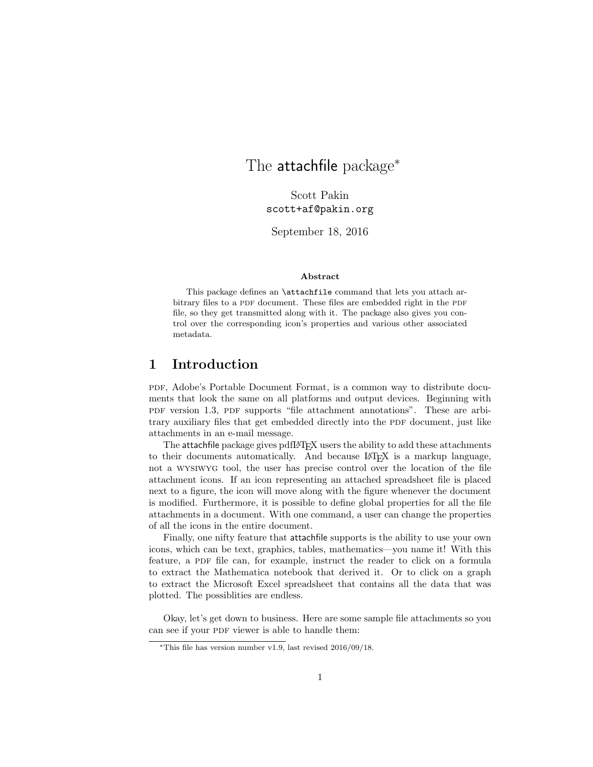# The attachfile package*

Scott Pakin
scott+af@pakin.org

September 18, 2016

**Abstract**

This package defines an `\attachfile` command that lets you attach arbitrary files to a PDF document. These files are embedded right in the PDF file, so they get transmitted along with it. The package also gives you control over the corresponding icon's properties and various other associated metadata.

## 1 Introduction

PDF, Adobe's Portable Document Format, is a common way to distribute documents that look the same on all platforms and output devices. Beginning with PDF version 1.3, PDF supports "file attachment annotations". These are arbitrary auxiliary files that get embedded directly into the PDF document, just like attachments in an e-mail message.

The attachfile package gives pdfLaTeX users the ability to add these attachments to their documents automatically. And because LaTeX is a markup language, not a WYSIWYG tool, the user has precise control over the location of the file attachment icons. If an icon representing an attached spreadsheet file is placed next to a figure, the icon will move along with the figure whenever the document is modified. Furthermore, it is possible to define global properties for all the file attachments in a document. With one command, a user can change the properties of all the icons in the entire document.

Finally, one nifty feature that attachfile supports is the ability to use your own icons, which can be text, graphics, tables, mathematics—you name it! With this feature, a PDF file can, for example, instruct the reader to click on a formula to extract the Mathematica notebook that derived it. Or to click on a graph to extract the Microsoft Excel spreadsheet that contains all the data that was plotted. The possiblities are endless.

Okay, let's get down to business. Here are some sample file attachments so you can see if your PDF viewer is able to handle them:

*This file has version number v1.9, last revised 2016/09/18.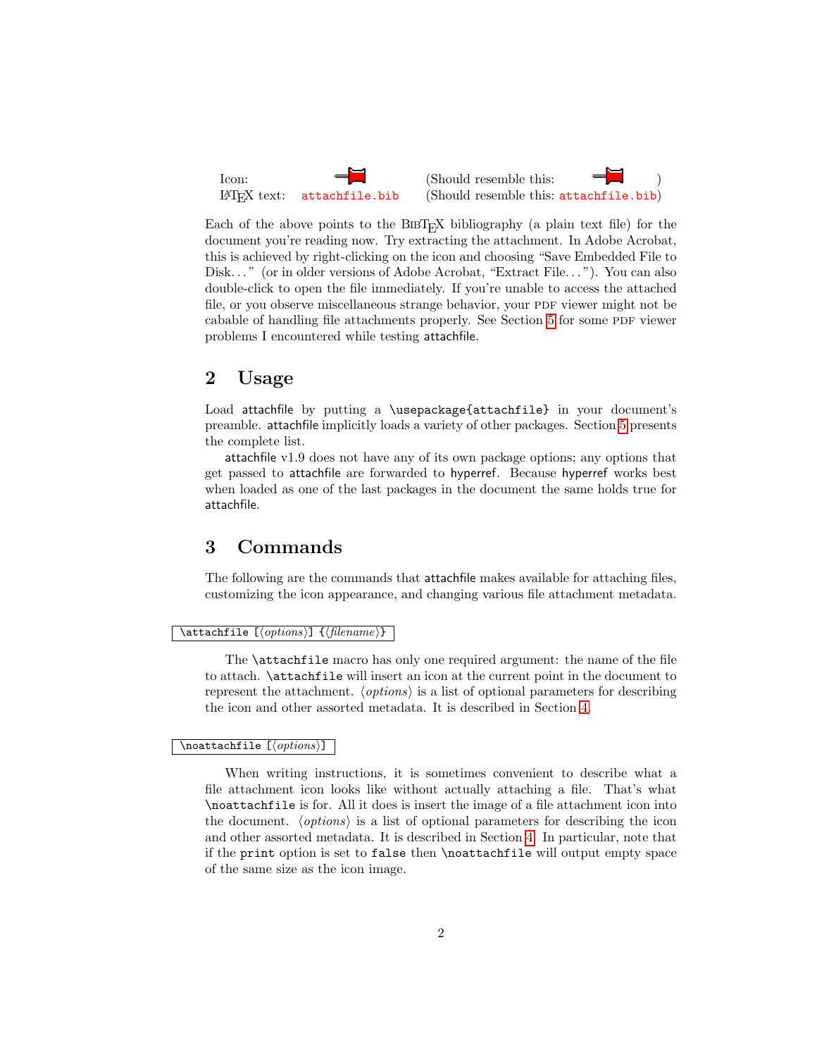Icon: (Should resemble this: )
LaTeX text: `attachfile.bib` (Should resemble this: `attachfile.bib`)

Each of the above points to the BibTeX bibliography (a plain text file) for the document you're reading now. Try extracting the attachment. In Adobe Acrobat, this is achieved by right-clicking on the icon and choosing "Save Embedded File to Disk..." (or in older versions of Adobe Acrobat, "Extract File..."). You can also double-click to open the file immediately. If you're unable to access the attached file, or you observe miscellaneous strange behavior, your PDF viewer might not be cabable of handling file attachments properly. See Section 5 for some PDF viewer problems I encountered while testing attachfile.

## 2 Usage

Load attachfile by putting a `\usepackage{attachfile}` in your document's preamble. attachfile implicitly loads a variety of other packages. Section 5 presents the complete list.

attachfile v1.9 does not have any of its own package options; any options that get passed to attachfile are forwarded to hyperref. Because hyperref works best when loaded as one of the last packages in the document the same holds true for attachfile.

## 3 Commands

The following are the commands that attachfile makes available for attaching files, customizing the icon appearance, and changing various file attachment metadata.

`\attachfile [⟨options⟩] {⟨filename⟩}`

The `\attachfile` macro has only one required argument: the name of the file to attach. `\attachfile` will insert an icon at the current point in the document to represent the attachment. ⟨*options*⟩ is a list of optional parameters for describing the icon and other assorted metadata. It is described in Section 4.

`\noattachfile [⟨options⟩]`

When writing instructions, it is sometimes convenient to describe what a file attachment icon looks like without actually attaching a file. That's what `\noattachfile` is for. All it does is insert the image of a file attachment icon into the document. ⟨*options*⟩ is a list of optional parameters for describing the icon and other assorted metadata. It is described in Section 4. In particular, note that if the `print` option is set to `false` then `\noattachfile` will output empty space of the same size as the icon image.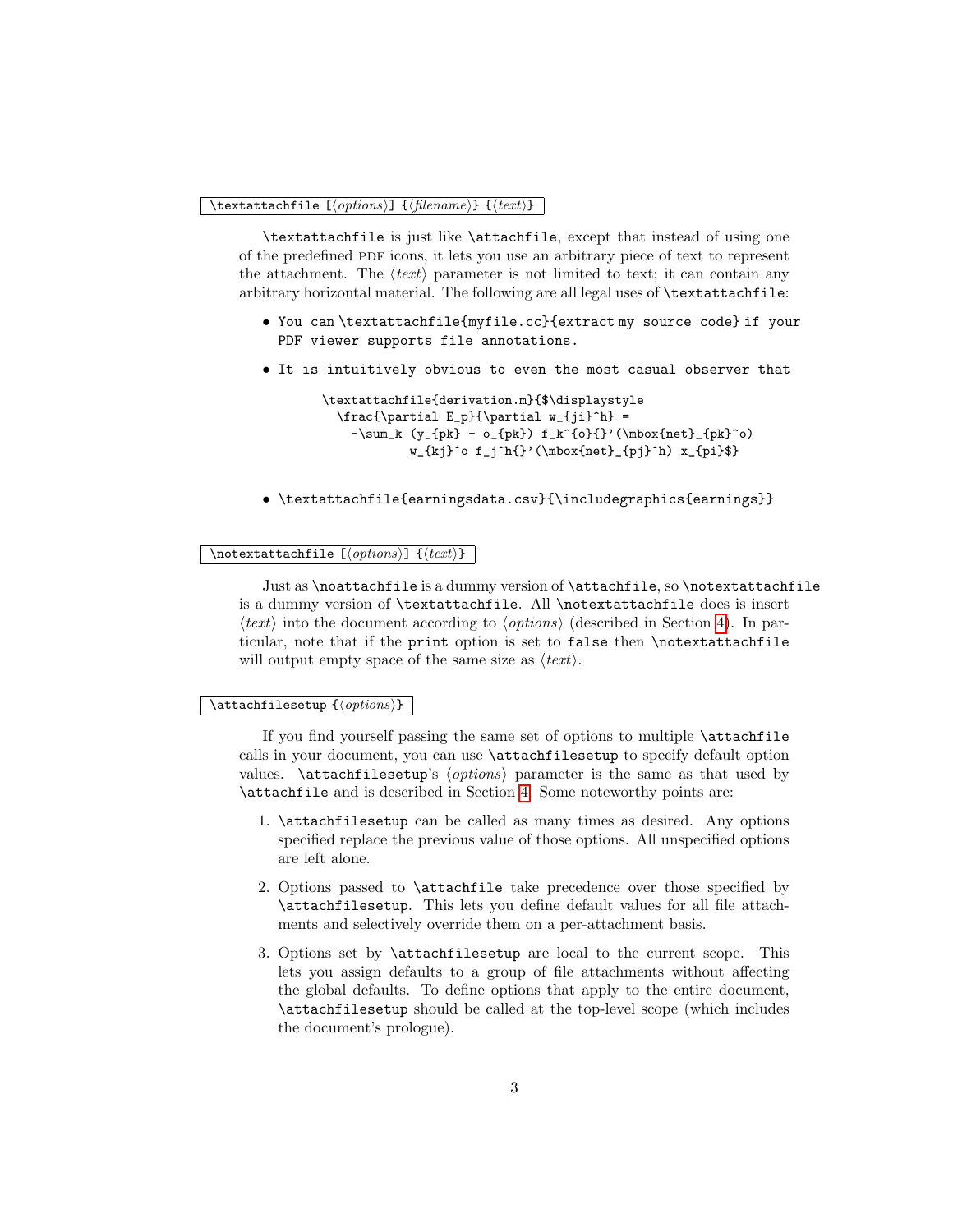`\textattachfile [⟨options⟩] {⟨filename⟩} {⟨text⟩}`

`\textattachfile` is just like `\attachfile`, except that instead of using one of the predefined PDF icons, it lets you use an arbitrary piece of text to represent the attachment. The ⟨*text*⟩ parameter is not limited to text; it can contain any arbitrary horizontal material. The following are all legal uses of `\textattachfile`:

- `You can \textattachfile{myfile.cc}{extract my source code} if your PDF viewer supports file annotations.`
- `It is intuitively obvious to even the most casual observer that`

```
\textattachfile{derivation.m}{$\displaystyle
  \frac{\partial E_p}{\partial w_{ji}^h} =
    -\sum_k (y_{pk} - o_{pk}) f_k^{o}{}'(\mbox{net}_{pk}^o)
         w_{kj}^o f_j^h{}'(\mbox{net}_{pj}^h) x_{pi}$}
```

- `\textattachfile{earningsdata.csv}{\includegraphics{earnings}}`

`\notextattachfile [⟨options⟩] {⟨text⟩}`

Just as `\noattachfile` is a dummy version of `\attachfile`, so `\notextattachfile` is a dummy version of `\textattachfile`. All `\notextattachfile` does is insert ⟨*text*⟩ into the document according to ⟨*options*⟩ (described in Section 4). In particular, note that if the `print` option is set to `false` then `\notextattachfile` will output empty space of the same size as ⟨*text*⟩.

`\attachfilesetup {⟨options⟩}`

If you find yourself passing the same set of options to multiple `\attachfile` calls in your document, you can use `\attachfilesetup` to specify default option values. `\attachfilesetup`'s ⟨*options*⟩ parameter is the same as that used by `\attachfile` and is described in Section 4. Some noteworthy points are:

1. `\attachfilesetup` can be called as many times as desired. Any options specified replace the previous value of those options. All unspecified options are left alone.
2. Options passed to `\attachfile` take precedence over those specified by `\attachfilesetup`. This lets you define default values for all file attachments and selectively override them on a per-attachment basis.
3. Options set by `\attachfilesetup` are local to the current scope. This lets you assign defaults to a group of file attachments without affecting the global defaults. To define options that apply to the entire document, `\attachfilesetup` should be called at the top-level scope (which includes the document's prologue).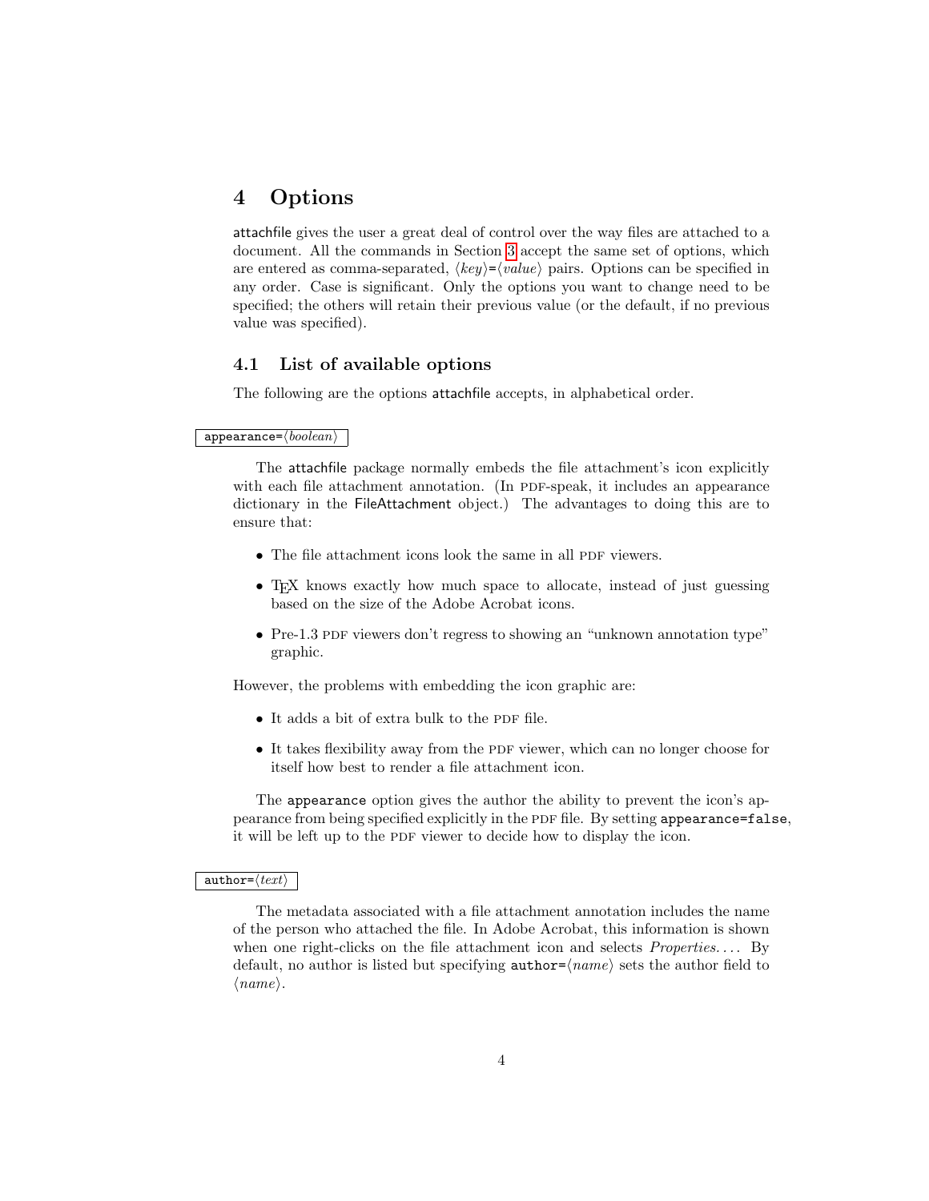# 4 Options

attachfile gives the user a great deal of control over the way files are attached to a document. All the commands in Section 3 accept the same set of options, which are entered as comma-separated, ⟨*key*⟩=⟨*value*⟩ pairs. Options can be specified in any order. Case is significant. Only the options you want to change need to be specified; the others will retain their previous value (or the default, if no previous value was specified).

## 4.1 List of available options

The following are the options attachfile accepts, in alphabetical order.

`appearance=`⟨*boolean*⟩

The attachfile package normally embeds the file attachment's icon explicitly with each file attachment annotation. (In PDF-speak, it includes an appearance dictionary in the FileAttachment object.) The advantages to doing this are to ensure that:

- The file attachment icons look the same in all PDF viewers.
- TEX knows exactly how much space to allocate, instead of just guessing based on the size of the Adobe Acrobat icons.
- Pre-1.3 PDF viewers don't regress to showing an "unknown annotation type" graphic.

However, the problems with embedding the icon graphic are:

- It adds a bit of extra bulk to the PDF file.
- It takes flexibility away from the PDF viewer, which can no longer choose for itself how best to render a file attachment icon.

The `appearance` option gives the author the ability to prevent the icon's appearance from being specified explicitly in the PDF file. By setting `appearance=false`, it will be left up to the PDF viewer to decide how to display the icon.

`author=`⟨*text*⟩

The metadata associated with a file attachment annotation includes the name of the person who attached the file. In Adobe Acrobat, this information is shown when one right-clicks on the file attachment icon and selects *Properties. . . .* By default, no author is listed but specifying `author=`⟨*name*⟩ sets the author field to ⟨*name*⟩.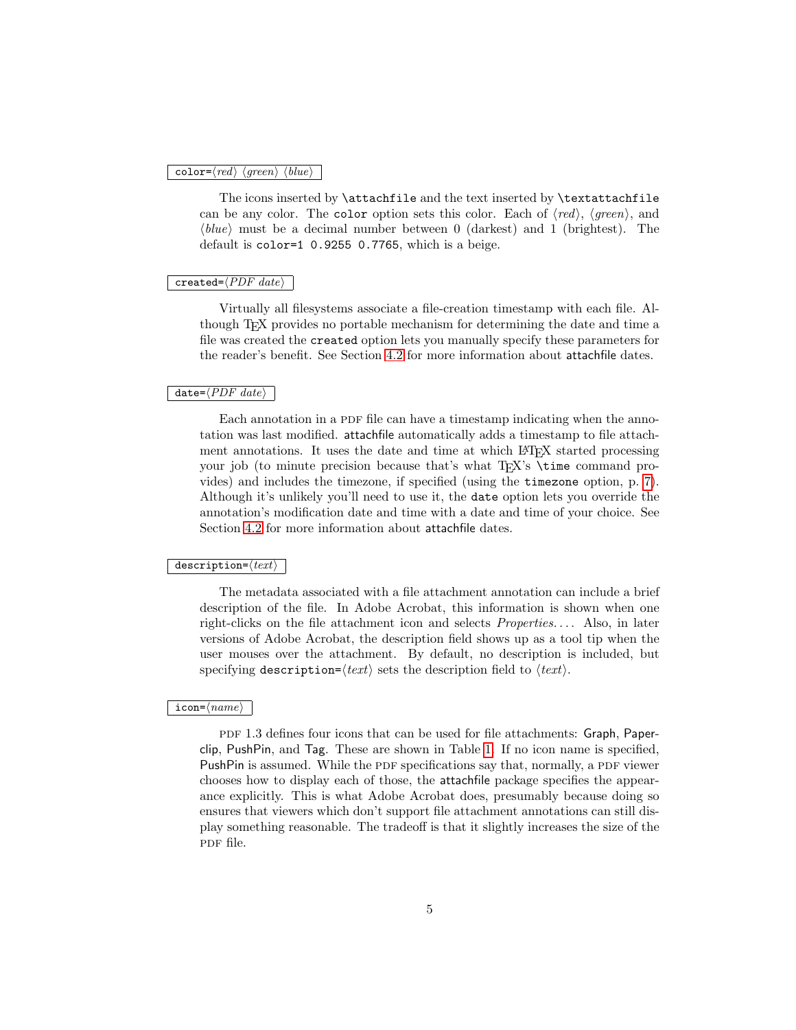`color=⟨red⟩ ⟨green⟩ ⟨blue⟩`

The icons inserted by `\attachfile` and the text inserted by `\textattachfile` can be any color. The `color` option sets this color. Each of ⟨*red*⟩, ⟨*green*⟩, and ⟨*blue*⟩ must be a decimal number between 0 (darkest) and 1 (brightest). The default is `color=1 0.9255 0.7765`, which is a beige.

`created=⟨PDF date⟩`

Virtually all filesystems associate a file-creation timestamp with each file. Although TEX provides no portable mechanism for determining the date and time a file was created the `created` option lets you manually specify these parameters for the reader's benefit. See Section 4.2 for more information about attachfile dates.

`date=⟨PDF date⟩`

Each annotation in a PDF file can have a timestamp indicating when the annotation was last modified. attachfile automatically adds a timestamp to file attachment annotations. It uses the date and time at which LATEX started processing your job (to minute precision because that's what TEX's `\time` command provides) and includes the timezone, if specified (using the `timezone` option, p. 7). Although it's unlikely you'll need to use it, the `date` option lets you override the annotation's modification date and time with a date and time of your choice. See Section 4.2 for more information about attachfile dates.

`description=⟨text⟩`

The metadata associated with a file attachment annotation can include a brief description of the file. In Adobe Acrobat, this information is shown when one right-clicks on the file attachment icon and selects *Properties...*. Also, in later versions of Adobe Acrobat, the description field shows up as a tool tip when the user mouses over the attachment. By default, no description is included, but specifying `description=`⟨*text*⟩ sets the description field to ⟨*text*⟩.

`icon=⟨name⟩`

PDF 1.3 defines four icons that can be used for file attachments: Graph, Paperclip, PushPin, and Tag. These are shown in Table 1. If no icon name is specified, PushPin is assumed. While the PDF specifications say that, normally, a PDF viewer chooses how to display each of those, the attachfile package specifies the appearance explicitly. This is what Adobe Acrobat does, presumably because doing so ensures that viewers which don't support file attachment annotations can still display something reasonable. The tradeoff is that it slightly increases the size of the PDF file.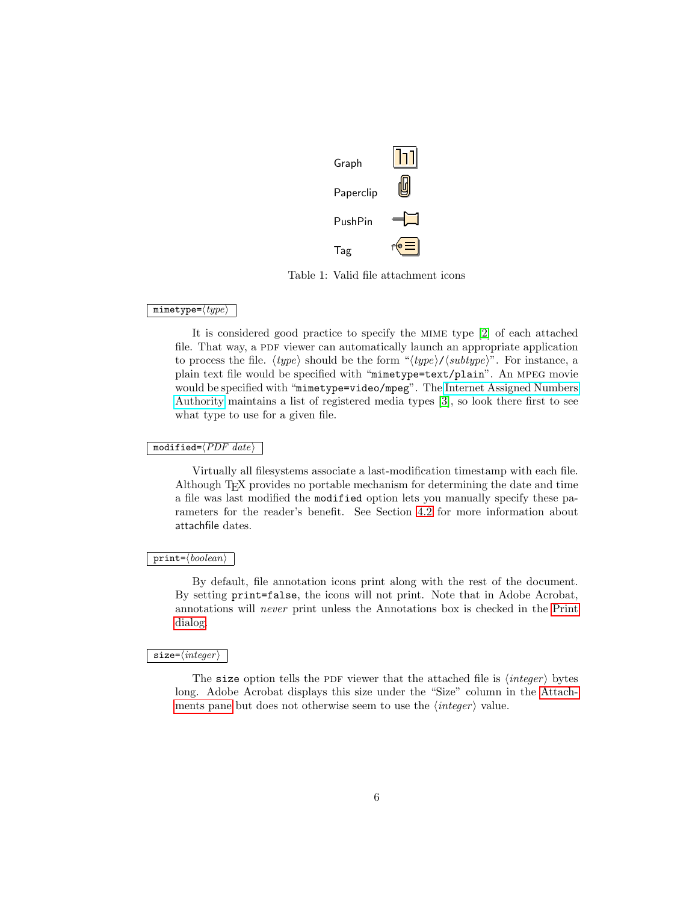| | |
|---|---|
| Graph | |
| Paperclip | |
| PushPin | |
| Tag | |

Table 1: Valid file attachment icons

`mimetype=`⟨*type*⟩

It is considered good practice to specify the MIME type [2] of each attached file. That way, a PDF viewer can automatically launch an appropriate application to process the file. ⟨*type*⟩ should be the form "⟨*type*⟩/⟨*subtype*⟩". For instance, a plain text file would be specified with "`mimetype=text/plain`". An MPEG movie would be specified with "`mimetype=video/mpeg`". The Internet Assigned Numbers Authority maintains a list of registered media types [3], so look there first to see what type to use for a given file.

`modified=`⟨*PDF date*⟩

Virtually all filesystems associate a last-modification timestamp with each file. Although TEX provides no portable mechanism for determining the date and time a file was last modified the `modified` option lets you manually specify these parameters for the reader's benefit. See Section 4.2 for more information about attachfile dates.

`print=`⟨*boolean*⟩

By default, file annotation icons print along with the rest of the document. By setting `print=false`, the icons will not print. Note that in Adobe Acrobat, annotations will *never* print unless the Annotations box is checked in the Print dialog.

`size=`⟨*integer*⟩

The `size` option tells the PDF viewer that the attached file is ⟨*integer*⟩ bytes long. Adobe Acrobat displays this size under the "Size" column in the Attachments pane but does not otherwise seem to use the ⟨*integer*⟩ value.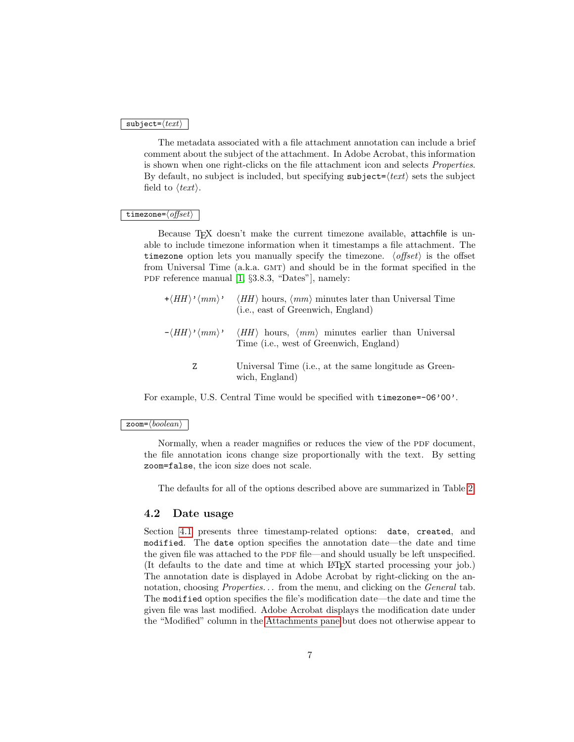`subject=⟨text⟩`

The metadata associated with a file attachment annotation can include a brief comment about the subject of the attachment. In Adobe Acrobat, this information is shown when one right-clicks on the file attachment icon and selects *Properties*. By default, no subject is included, but specifying `subject=`⟨*text*⟩ sets the subject field to ⟨*text*⟩.

`timezone=⟨offset⟩`

Because TEX doesn't make the current timezone available, attachfile is unable to include timezone information when it timestamps a file attachment. The `timezone` option lets you manually specify the timezone. ⟨*offset*⟩ is the offset from Universal Time (a.k.a. GMT) and should be in the format specified in the PDF reference manual [1, §3.8.3, "Dates"], namely:

| | |
|---|---|
| `+`⟨*HH*⟩`'`⟨*mm*⟩`'` | ⟨*HH*⟩ hours, ⟨*mm*⟩ minutes later than Universal Time (i.e., east of Greenwich, England) |
| `-`⟨*HH*⟩`'`⟨*mm*⟩`'` | ⟨*HH*⟩ hours, ⟨*mm*⟩ minutes earlier than Universal Time (i.e., west of Greenwich, England) |
| `Z` | Universal Time (i.e., at the same longitude as Greenwich, England) |

For example, U.S. Central Time would be specified with `timezone=-06'00'`.

`zoom=⟨boolean⟩`

Normally, when a reader magnifies or reduces the view of the PDF document, the file annotation icons change size proportionally with the text. By setting `zoom=false`, the icon size does not scale.

The defaults for all of the options described above are summarized in Table 2.

### 4.2 Date usage

Section 4.1 presents three timestamp-related options: `date`, `created`, and `modified`. The `date` option specifies the annotation date—the date and time the given file was attached to the PDF file—and should usually be left unspecified. (It defaults to the date and time at which LATEX started processing your job.) The annotation date is displayed in Adobe Acrobat by right-clicking on the annotation, choosing *Properties. . .* from the menu, and clicking on the *General* tab. The `modified` option specifies the file's modification date—the date and time the given file was last modified. Adobe Acrobat displays the modification date under the "Modified" column in the Attachments pane but does not otherwise appear to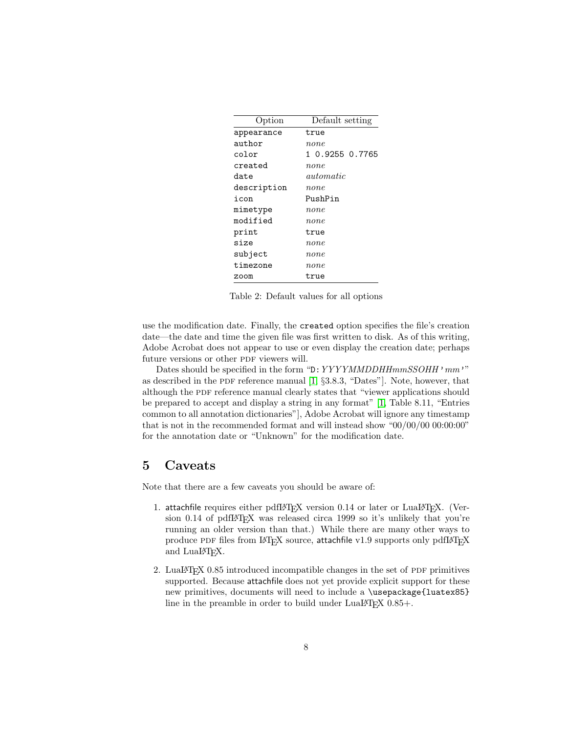| Option | Default setting |
|---|---|
| `appearance` | `true` |
| `author` | *none* |
| `color` | `1 0.9255 0.7765` |
| `created` | *none* |
| `date` | *automatic* |
| `description` | *none* |
| `icon` | `PushPin` |
| `mimetype` | *none* |
| `modified` | *none* |
| `print` | `true` |
| `size` | *none* |
| `subject` | *none* |
| `timezone` | *none* |
| `zoom` | `true` |

Table 2: Default values for all options

use the modification date. Finally, the `created` option specifies the file's creation date—the date and time the given file was first written to disk. As of this writing, Adobe Acrobat does not appear to use or even display the creation date; perhaps future versions or other PDF viewers will.

Dates should be specified in the form "`D:`*YYYYMMDDHHmmSSOHH*`'`*mm*`'`" as described in the PDF reference manual [1, §3.8.3, "Dates"]. Note, however, that although the PDF reference manual clearly states that "viewer applications should be prepared to accept and display a string in any format" [1, Table 8.11, "Entries common to all annotation dictionaries"], Adobe Acrobat will ignore any timestamp that is not in the recommended format and will instead show "00/00/00 00:00:00" for the annotation date or "Unknown" for the modification date.

## 5 Caveats

Note that there are a few caveats you should be aware of:

1. attachfile requires either pdfLaTeX version 0.14 or later or LuaLaTeX. (Version 0.14 of pdfLaTeX was released circa 1999 so it's unlikely that you're running an older version than that.) While there are many other ways to produce PDF files from LaTeX source, attachfile v1.9 supports only pdfLaTeX and LuaLaTeX.

2. LuaLaTeX 0.85 introduced incompatible changes in the set of PDF primitives supported. Because attachfile does not yet provide explicit support for these new primitives, documents will need to include a `\usepackage{luatex85}` line in the preamble in order to build under LuaLaTeX 0.85+.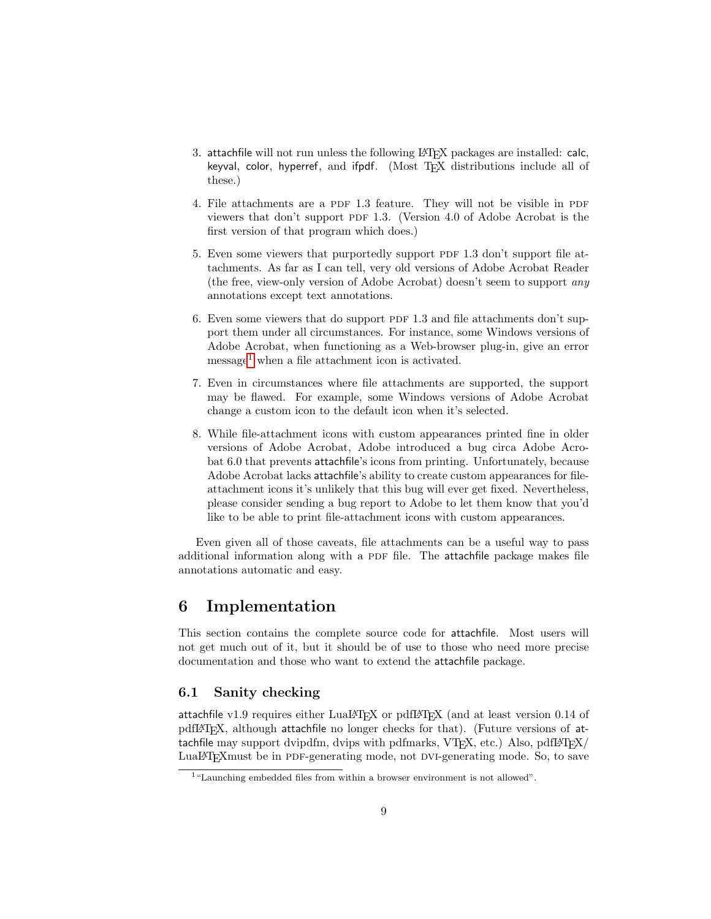3. attachfile will not run unless the following LaTeX packages are installed: calc, keyval, color, hyperref, and ifpdf. (Most TeX distributions include all of these.)

4. File attachments are a PDF 1.3 feature. They will not be visible in PDF viewers that don't support PDF 1.3. (Version 4.0 of Adobe Acrobat is the first version of that program which does.)

5. Even some viewers that purportedly support PDF 1.3 don't support file attachments. As far as I can tell, very old versions of Adobe Acrobat Reader (the free, view-only version of Adobe Acrobat) doesn't seem to support *any* annotations except text annotations.

6. Even some viewers that do support PDF 1.3 and file attachments don't support them under all circumstances. For instance, some Windows versions of Adobe Acrobat, when functioning as a Web-browser plug-in, give an error message[1] when a file attachment icon is activated.

7. Even in circumstances where file attachments are supported, the support may be flawed. For example, some Windows versions of Adobe Acrobat change a custom icon to the default icon when it's selected.

8. While file-attachment icons with custom appearances printed fine in older versions of Adobe Acrobat, Adobe introduced a bug circa Adobe Acrobat 6.0 that prevents attachfile's icons from printing. Unfortunately, because Adobe Acrobat lacks attachfile's ability to create custom appearances for file-attachment icons it's unlikely that this bug will ever get fixed. Nevertheless, please consider sending a bug report to Adobe to let them know that you'd like to be able to print file-attachment icons with custom appearances.

Even given all of those caveats, file attachments can be a useful way to pass additional information along with a PDF file. The attachfile package makes file annotations automatic and easy.

# 6 Implementation

This section contains the complete source code for attachfile. Most users will not get much out of it, but it should be of use to those who need more precise documentation and those who want to extend the attachfile package.

## 6.1 Sanity checking

attachfile v1.9 requires either LuaLaTeX or pdfLaTeX (and at least version 0.14 of pdfLaTeX, although attachfile no longer checks for that). (Future versions of attachfile may support dvipdfm, dvips with pdfmarks, VTeX, etc.) Also, pdfLaTeX/LuaLaTeXmust be in PDF-generating mode, not DVI-generating mode. So, to save

[1] "Launching embedded files from within a browser environment is not allowed".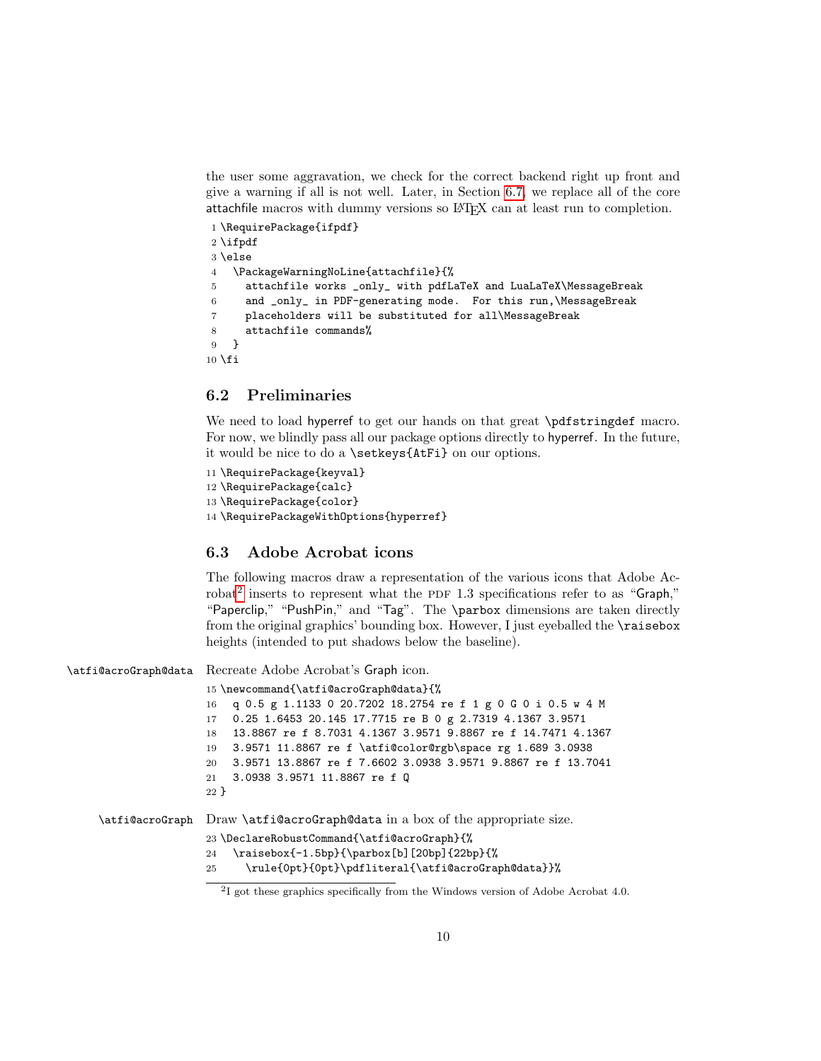the user some aggravation, we check for the correct backend right up front and give a warning if all is not well. Later, in Section 6.7, we replace all of the core attachfile macros with dummy versions so LaTeX can at least run to completion.

```
1 \RequirePackage{ifpdf}
2 \ifpdf
3 \else
4   \PackageWarningNoLine{attachfile}{%
5     attachfile works _only_ with pdfLaTeX and LuaLaTeX\MessageBreak
6     and _only_ in PDF-generating mode.  For this run,\MessageBreak
7     placeholders will be substituted for all\MessageBreak
8     attachfile commands%
9   }
10 \fi
```

## 6.2 Preliminaries

We need to load hyperref to get our hands on that great \pdfstringdef macro. For now, we blindly pass all our package options directly to hyperref. In the future, it would be nice to do a \setkeys{AtFi} on our options.

```
11 \RequirePackage{keyval}
12 \RequirePackage{calc}
13 \RequirePackage{color}
14 \RequirePackageWithOptions{hyperref}
```

## 6.3 Adobe Acrobat icons

The following macros draw a representation of the various icons that Adobe Acrobat[2] inserts to represent what the PDF 1.3 specifications refer to as "Graph," "Paperclip," "PushPin," and "Tag". The \parbox dimensions are taken directly from the original graphics' bounding box. However, I just eyeballed the \raisebox heights (intended to put shadows below the baseline).

\atfi@acroGraph@data Recreate Adobe Acrobat's Graph icon.

```
15 \newcommand{\atfi@acroGraph@data}{%
16   q 0.5 g 1.1133 0 20.7202 18.2754 re f 1 g 0 G 0 i 0.5 w 4 M
17   0.25 1.6453 20.145 17.7715 re B 0 g 2.7319 4.1367 3.9571
18   13.8867 re f 8.7031 4.1367 3.9571 9.8867 re f 14.7471 4.1367
19   3.9571 11.8867 re f \atfi@color@rgb\space rg 1.689 3.0938
20   3.9571 13.8867 re f 7.6602 3.0938 3.9571 9.8867 re f 13.7041
21   3.0938 3.9571 11.8867 re f Q
22 }
```

\atfi@acroGraph Draw \atfi@acroGraph@data in a box of the appropriate size.

```
23 \DeclareRobustCommand{\atfi@acroGraph}{%
24   \raisebox{-1.5bp}{\parbox[b][20bp]{22bp}{%
25     \rule{0pt}{0pt}\pdfliteral{\atfi@acroGraph@data}}%
```

[2] I got these graphics specifically from the Windows version of Adobe Acrobat 4.0.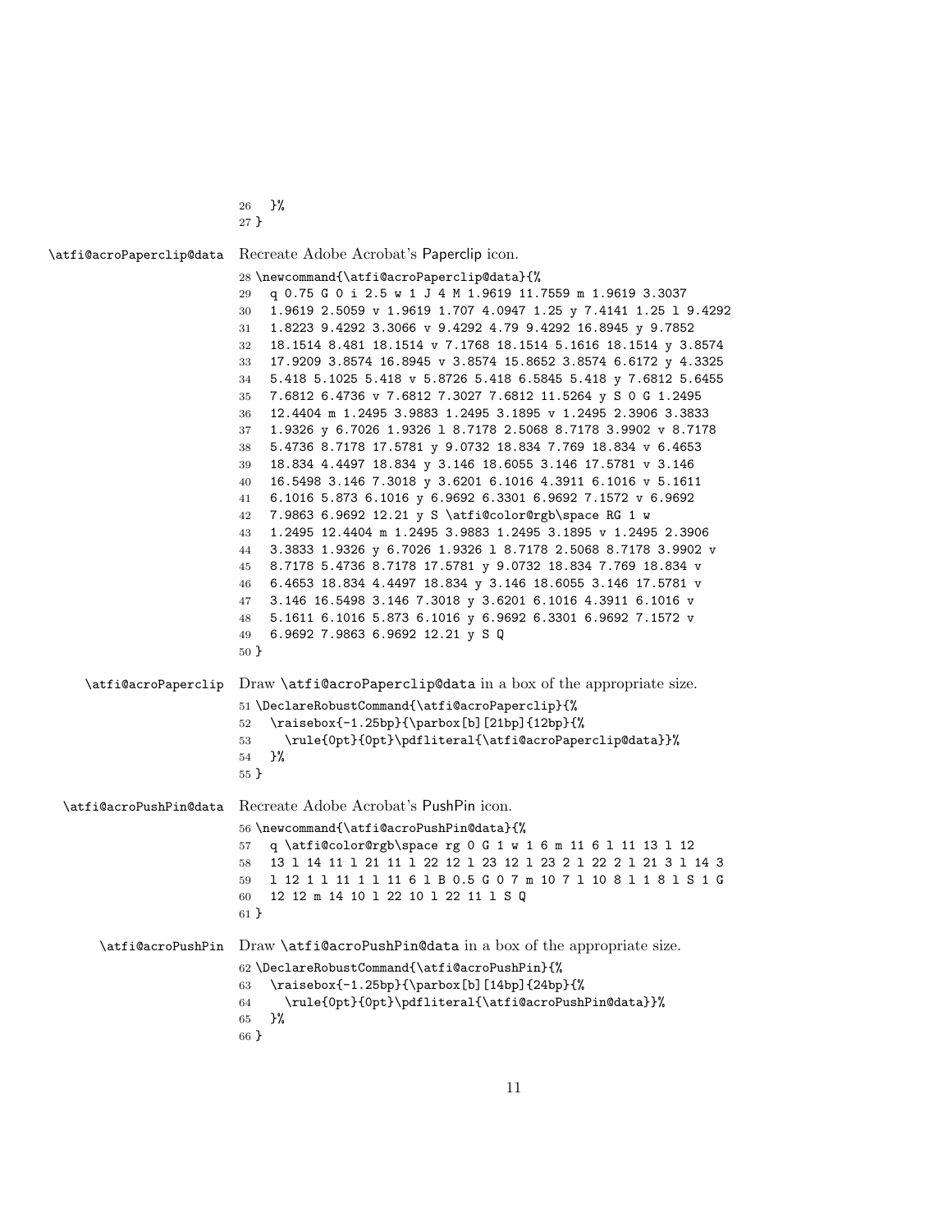```
26   }%
27 }
```

`\atfi@acroPaperclip@data` Recreate Adobe Acrobat's Paperclip icon.

```
28 \newcommand{\atfi@acroPaperclip@data}{%
29   q 0.75 G 0 i 2.5 w 1 J 4 M 1.9619 11.7559 m 1.9619 3.3037
30   1.9619 2.5059 v 1.9619 1.707 4.0947 1.25 y 7.4141 1.25 l 9.4292
31   1.8223 9.4292 3.3066 v 9.4292 4.79 9.4292 16.8945 y 9.7852
32   18.1514 8.481 18.1514 v 7.1768 18.1514 5.1616 18.1514 y 3.8574
33   17.9209 3.8574 16.8945 v 3.8574 15.8652 3.8574 6.6172 y 4.3325
34   5.418 5.1025 5.418 v 5.8726 5.418 6.5845 5.418 y 7.6812 5.6455
35   7.6812 6.4736 v 7.6812 7.3027 7.6812 11.5264 y S 0 G 1.2495
36   12.4404 m 1.2495 3.9883 1.2495 3.1895 v 1.2495 2.3906 3.3833
37   1.9326 y 6.7026 1.9326 l 8.7178 2.5068 8.7178 3.9902 v 8.7178
38   5.4736 8.7178 17.5781 y 9.0732 18.834 7.769 18.834 v 6.4653
39   18.834 4.4497 18.834 y 3.146 18.6055 3.146 17.5781 v 3.146
40   16.5498 3.146 7.3018 y 3.6201 6.1016 4.3911 6.1016 v 5.1611
41   6.1016 5.873 6.1016 y 6.9692 6.3301 6.9692 7.1572 v 6.9692
42   7.9863 6.9692 12.21 y S \atfi@color@rgb\space RG 1 w
43   1.2495 12.4404 m 1.2495 3.9883 1.2495 3.1895 v 1.2495 2.3906
44   3.3833 1.9326 y 6.7026 1.9326 l 8.7178 2.5068 8.7178 3.9902 v
45   8.7178 5.4736 8.7178 17.5781 y 9.0732 18.834 7.769 18.834 v
46   6.4653 18.834 4.4497 18.834 y 3.146 18.6055 3.146 17.5781 v
47   3.146 16.5498 3.146 7.3018 y 3.6201 6.1016 4.3911 6.1016 v
48   5.1611 6.1016 5.873 6.1016 y 6.9692 6.3301 6.9692 7.1572 v
49   6.9692 7.9863 6.9692 12.21 y S Q
50 }
```

`\atfi@acroPaperclip` Draw `\atfi@acroPaperclip@data` in a box of the appropriate size.

```
51 \DeclareRobustCommand{\atfi@acroPaperclip}{%
52   \raisebox{-1.25bp}{\parbox[b][21bp]{12bp}{%
53     \rule{0pt}{0pt}\pdfliteral{\atfi@acroPaperclip@data}}%
54   }%
55 }
```

`\atfi@acroPushPin@data` Recreate Adobe Acrobat's PushPin icon.

```
56 \newcommand{\atfi@acroPushPin@data}{%
57   q \atfi@color@rgb\space rg 0 G 1 w 1 6 m 11 6 l 11 13 l 12
58   13 l 14 11 l 21 11 l 22 12 l 23 12 l 23 2 l 22 2 l 21 3 l 14 3
59   l 12 1 l 11 1 l 11 6 l B 0.5 G 0 7 m 10 7 l 10 8 l 1 8 l S 1 G
60   12 12 m 14 10 l 22 10 l 22 11 l S Q
61 }
```

`\atfi@acroPushPin` Draw `\atfi@acroPushPin@data` in a box of the appropriate size.

```
62 \DeclareRobustCommand{\atfi@acroPushPin}{%
63   \raisebox{-1.25bp}{\parbox[b][14bp]{24bp}{%
64     \rule{0pt}{0pt}\pdfliteral{\atfi@acroPushPin@data}}%
65   }%
66 }
```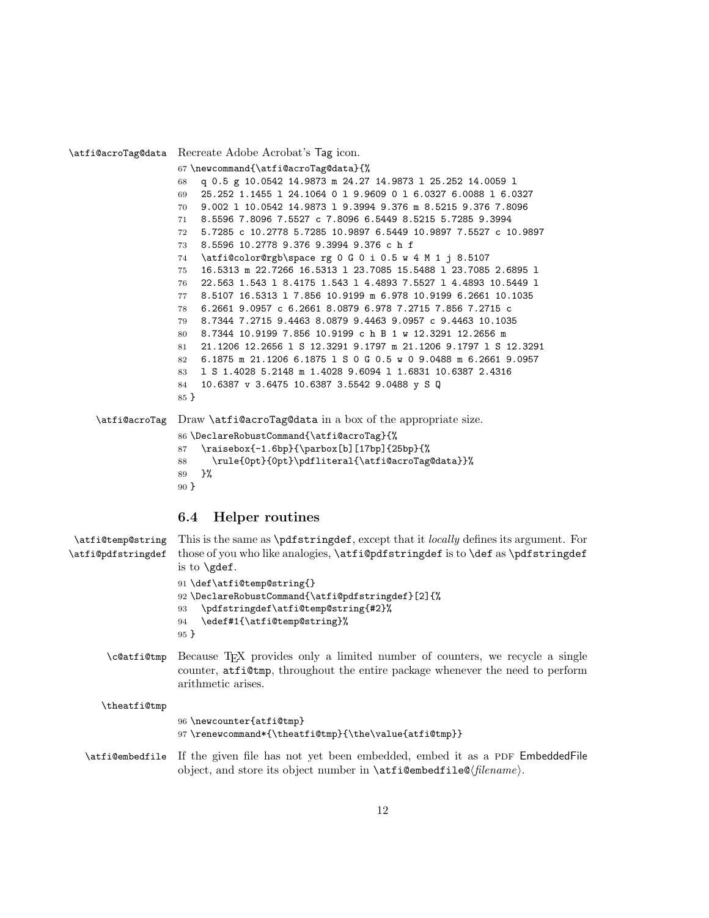`\atfi@acroTag@data` Recreate Adobe Acrobat's Tag icon.

```
67 \newcommand{\atfi@acroTag@data}{%
68   q 0.5 g 10.0542 14.9873 m 24.27 14.9873 l 25.252 14.0059 l
69   25.252 1.1455 l 24.1064 0 l 9.9609 0 l 6.0327 6.0088 l 6.0327
70   9.002 l 10.0542 14.9873 l 9.3994 9.376 m 8.5215 9.376 7.8096
71   8.5596 7.8096 7.5527 c 7.8096 6.5449 8.5215 5.7285 9.3994
72   5.7285 c 10.2778 5.7285 10.9897 6.5449 10.9897 7.5527 c 10.9897
73   8.5596 10.2778 9.376 9.3994 9.376 c h f
74   \atfi@color@rgb\space rg 0 G 0 i 0.5 w 4 M 1 j 8.5107
75   16.5313 m 22.7266 16.5313 l 23.7085 15.5488 l 23.7085 2.6895 l
76   22.563 1.543 l 8.4175 1.543 l 4.4893 7.5527 l 4.4893 10.5449 l
77   8.5107 16.5313 l 7.856 10.9199 m 6.978 10.9199 6.2661 10.1035
78   6.2661 9.0957 c 6.2661 8.0879 6.978 7.2715 7.856 7.2715 c
79   8.7344 7.2715 9.4463 8.0879 9.4463 9.0957 c 9.4463 10.1035
80   8.7344 10.9199 7.856 10.9199 c h B 1 w 12.3291 12.2656 m
81   21.1206 12.2656 l S 12.3291 9.1797 m 21.1206 9.1797 l S 12.3291
82   6.1875 m 21.1206 6.1875 l S 0 G 0.5 w 0 9.0488 m 6.2661 9.0957
83   l S 1.4028 5.2148 m 1.4028 9.6094 l 1.6831 10.6387 2.4316
84   10.6387 v 3.6475 10.6387 3.5542 9.0488 y S Q
85 }
```

`\atfi@acroTag` Draw `\atfi@acroTag@data` in a box of the appropriate size.

```
86 \DeclareRobustCommand{\atfi@acroTag}{%
87   \raisebox{-1.6bp}{\parbox[b][17bp]{25bp}{%
88     \rule{0pt}{0pt}\pdfliteral{\atfi@acroTag@data}}%
89   }%
90 }
```

## 6.4 Helper routines

`\atfi@temp@string` `\atfi@pdfstringdef` This is the same as `\pdfstringdef`, except that it *locally* defines its argument. For those of you who like analogies, `\atfi@pdfstringdef` is to `\def` as `\pdfstringdef` is to `\gdef`.

```
91 \def\atfi@temp@string{}
92 \DeclareRobustCommand{\atfi@pdfstringdef}[2]{%
93   \pdfstringdef\atfi@temp@string{#2}%
94   \edef#1{\atfi@temp@string}%
95 }
```

`\c@atfi@tmp` Because TeX provides only a limited number of counters, we recycle a single counter, `atfi@tmp`, throughout the entire package whenever the need to perform arithmetic arises.

`\theatfi@tmp`

```
96 \newcounter{atfi@tmp}
97 \renewcommand*{\theatfi@tmp}{\the\value{atfi@tmp}}
```

`\atfi@embedfile` If the given file has not yet been embedded, embed it as a PDF EmbeddedFile object, and store its object number in `\atfi@embedfile@`⟨*filename*⟩.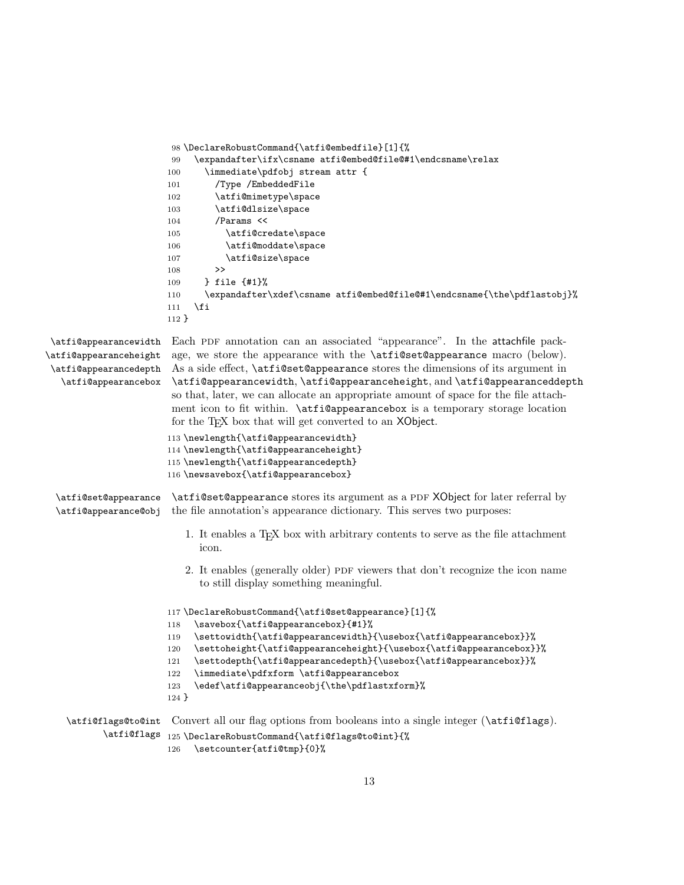```
98 \DeclareRobustCommand{\atfi@embedfile}[1]{%
99   \expandafter\ifx\csname atfi@embed@file@#1\endcsname\relax
100    \immediate\pdfobj stream attr {
101      /Type /EmbeddedFile
102      \atfi@mimetype\space
103      \atfi@dlsize\space
104      /Params <<
105        \atfi@credate\space
106        \atfi@moddate\space
107        \atfi@size\space
108      >>
109    } file {#1}%
110    \expandafter\xdef\csname atfi@embed@file@#1\endcsname{\the\pdflastobj}%
111  \fi
112 }
```

`\atfi@appearancewidth` `\atfi@appearanceheight` `\atfi@appearancedepth` `\atfi@appearancebox`

Each PDF annotation can an associated "appearance". In the attachfile package, we store the appearance with the `\atfi@set@appearance` macro (below). As a side effect, `\atfi@set@appearance` stores the dimensions of its argument in `\atfi@appearancewidth`, `\atfi@appearanceheight`, and `\atfi@appearanceddepth` so that, later, we can allocate an appropriate amount of space for the file attachment icon to fit within. `\atfi@appearancebox` is a temporary storage location for the TEX box that will get converted to an XObject.

```
113 \newlength{\atfi@appearancewidth}
114 \newlength{\atfi@appearanceheight}
115 \newlength{\atfi@appearancedepth}
116 \newsavebox{\atfi@appearancebox}
```

`\atfi@set@appearance` `\atfi@appearance@obj`

`\atfi@set@appearance` stores its argument as a PDF XObject for later referral by the file annotation's appearance dictionary. This serves two purposes:

1. It enables a TEX box with arbitrary contents to serve as the file attachment icon.
2. It enables (generally older) PDF viewers that don't recognize the icon name to still display something meaningful.

```
117 \DeclareRobustCommand{\atfi@set@appearance}[1]{%
118   \savebox{\atfi@appearancebox}{#1}%
119   \settowidth{\atfi@appearancewidth}{\usebox{\atfi@appearancebox}}%
120   \settoheight{\atfi@appearanceheight}{\usebox{\atfi@appearancebox}}%
121   \settodepth{\atfi@appearancedepth}{\usebox{\atfi@appearancebox}}%
122   \immediate\pdfxform \atfi@appearancebox
123   \edef\atfi@appearanceobj{\the\pdflastxform}%
124 }
```

`\atfi@flags@to@int` `\atfi@flags`

Convert all our flag options from booleans into a single integer (`\atfi@flags`).

```
125 \DeclareRobustCommand{\atfi@flags@to@int}{%
126   \setcounter{atfi@tmp}{0}%
```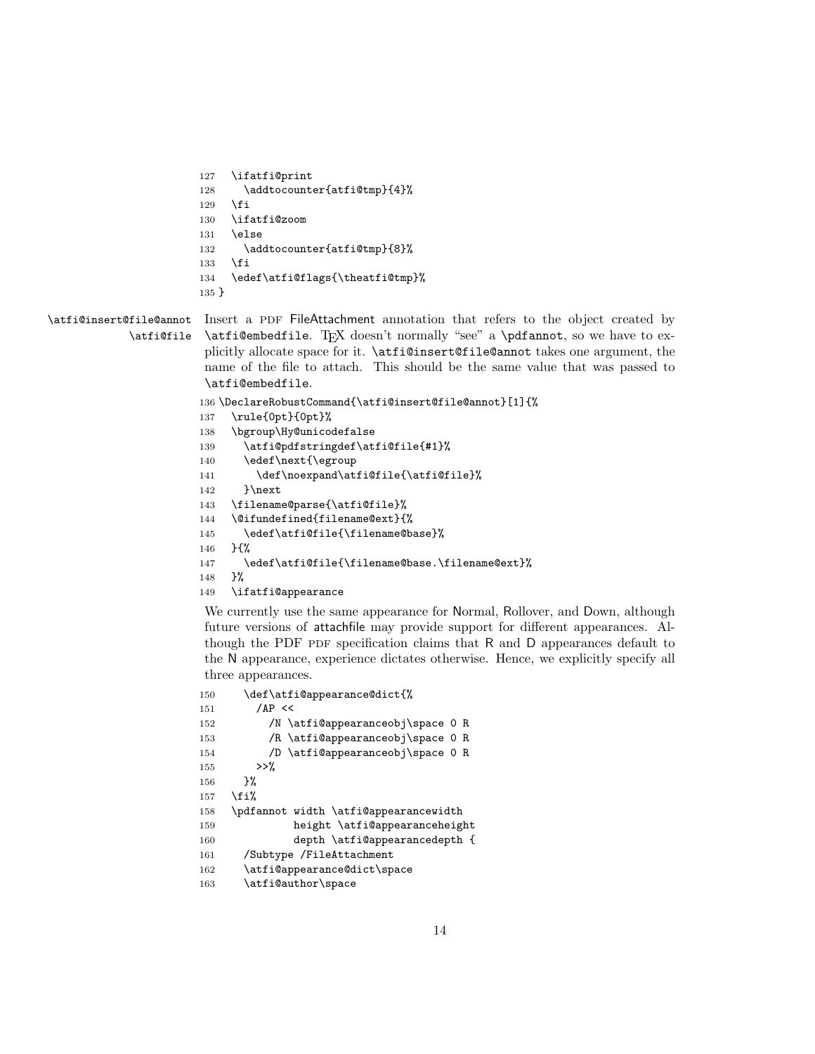```
127   \ifatfi@print
128     \addtocounter{atfi@tmp}{4}%
129   \fi
130   \ifatfi@zoom
131   \else
132     \addtocounter{atfi@tmp}{8}%
133   \fi
134   \edef\atfi@flags{\theatfi@tmp}%
135 }
```

`\atfi@insert@file@annot` `\atfi@file`

Insert a PDF FileAttachment annotation that refers to the object created by `\atfi@embedfile`. TeX doesn't normally "see" a `\pdfannot`, so we have to explicitly allocate space for it. `\atfi@insert@file@annot` takes one argument, the name of the file to attach. This should be the same value that was passed to `\atfi@embedfile`.

```
136 \DeclareRobustCommand{\atfi@insert@file@annot}[1]{%
137   \rule{0pt}{0pt}%
138   \bgroup\Hy@unicodefalse
139     \atfi@pdfstringdef\atfi@file{#1}%
140     \edef\next{\egroup
141       \def\noexpand\atfi@file{\atfi@file}%
142     }\next
143   \filename@parse{\atfi@file}%
144   \@ifundefined{filename@ext}{%
145     \edef\atfi@file{\filename@base}%
146   }{%
147     \edef\atfi@file{\filename@base.\filename@ext}%
148   }%
149   \ifatfi@appearance
```

We currently use the same appearance for Normal, Rollover, and Down, although future versions of attachfile may provide support for different appearances. Although the PDF PDF specification claims that R and D appearances default to the N appearance, experience dictates otherwise. Hence, we explicitly specify all three appearances.

```
150     \def\atfi@appearance@dict{%
151       /AP <<
152         /N \atfi@appearanceobj\space 0 R
153         /R \atfi@appearanceobj\space 0 R
154         /D \atfi@appearanceobj\space 0 R
155       >>%
156     }%
157   \fi%
158   \pdfannot width \atfi@appearancewidth
159             height \atfi@appearanceheight
160             depth \atfi@appearancedepth {
161     /Subtype /FileAttachment
162     \atfi@appearance@dict\space
163     \atfi@author\space
```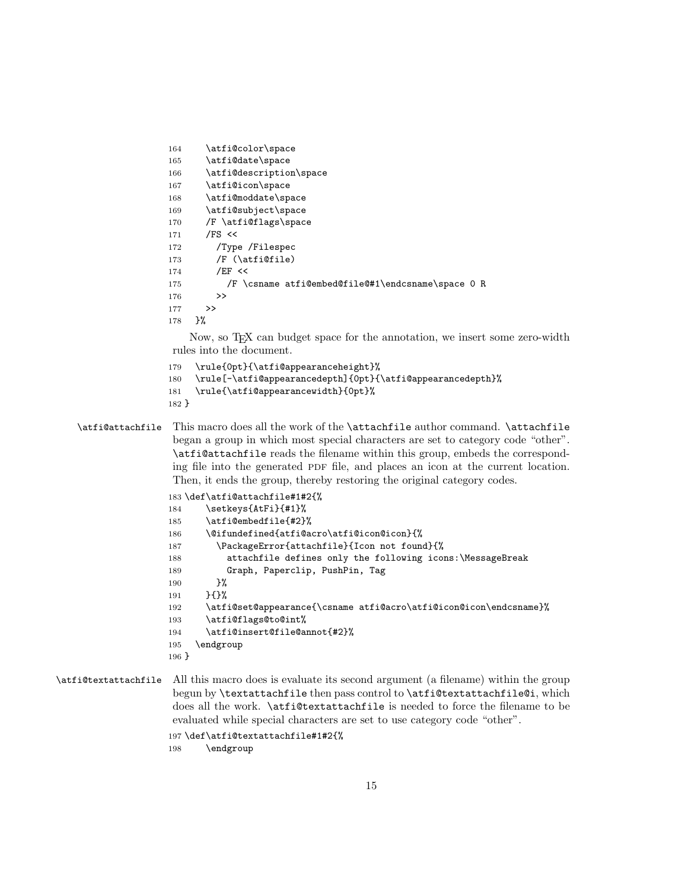```
164     \atfi@color\space
165     \atfi@date\space
166     \atfi@description\space
167     \atfi@icon\space
168     \atfi@moddate\space
169     \atfi@subject\space
170     /F \atfi@flags\space
171     /FS <<
172       /Type /Filespec
173       /F (\atfi@file)
174       /EF <<
175         /F \csname atfi@embed@file@#1\endcsname\space 0 R
176       >>
177     >>
178   }%
```

Now, so TEX can budget space for the annotation, we insert some zero-width rules into the document.

```
179   \rule{0pt}{\atfi@appearanceheight}%
180   \rule[-\atfi@appearancedepth]{0pt}{\atfi@appearancedepth}%
181   \rule{\atfi@appearancewidth}{0pt}%
182 }
```

`\atfi@attachfile` This macro does all the work of the `\attachfile` author command. `\attachfile` began a group in which most special characters are set to category code "other". `\atfi@attachfile` reads the filename within this group, embeds the corresponding file into the generated PDF file, and places an icon at the current location. Then, it ends the group, thereby restoring the original category codes.

```
183 \def\atfi@attachfile#1#2{%
184     \setkeys{AtFi}{#1}%
185     \atfi@embedfile{#2}%
186     \@ifundefined{atfi@acro\atfi@icon@icon}{%
187       \PackageError{attachfile}{Icon not found}{%
188         attachfile defines only the following icons:\MessageBreak
189         Graph, Paperclip, PushPin, Tag
190       }%
191     }{}%
192     \atfi@set@appearance{\csname atfi@acro\atfi@icon@icon\endcsname}%
193     \atfi@flags@to@int%
194     \atfi@insert@file@annot{#2}%
195   \endgroup
196 }
```

`\atfi@textattachfile` All this macro does is evaluate its second argument (a filename) within the group begun by `\textattachfile` then pass control to `\atfi@textattachfile@i`, which does all the work. `\atfi@textattachfile` is needed to force the filename to be evaluated while special characters are set to use category code "other".

```
197 \def\atfi@textattachfile#1#2{%
198     \endgroup
```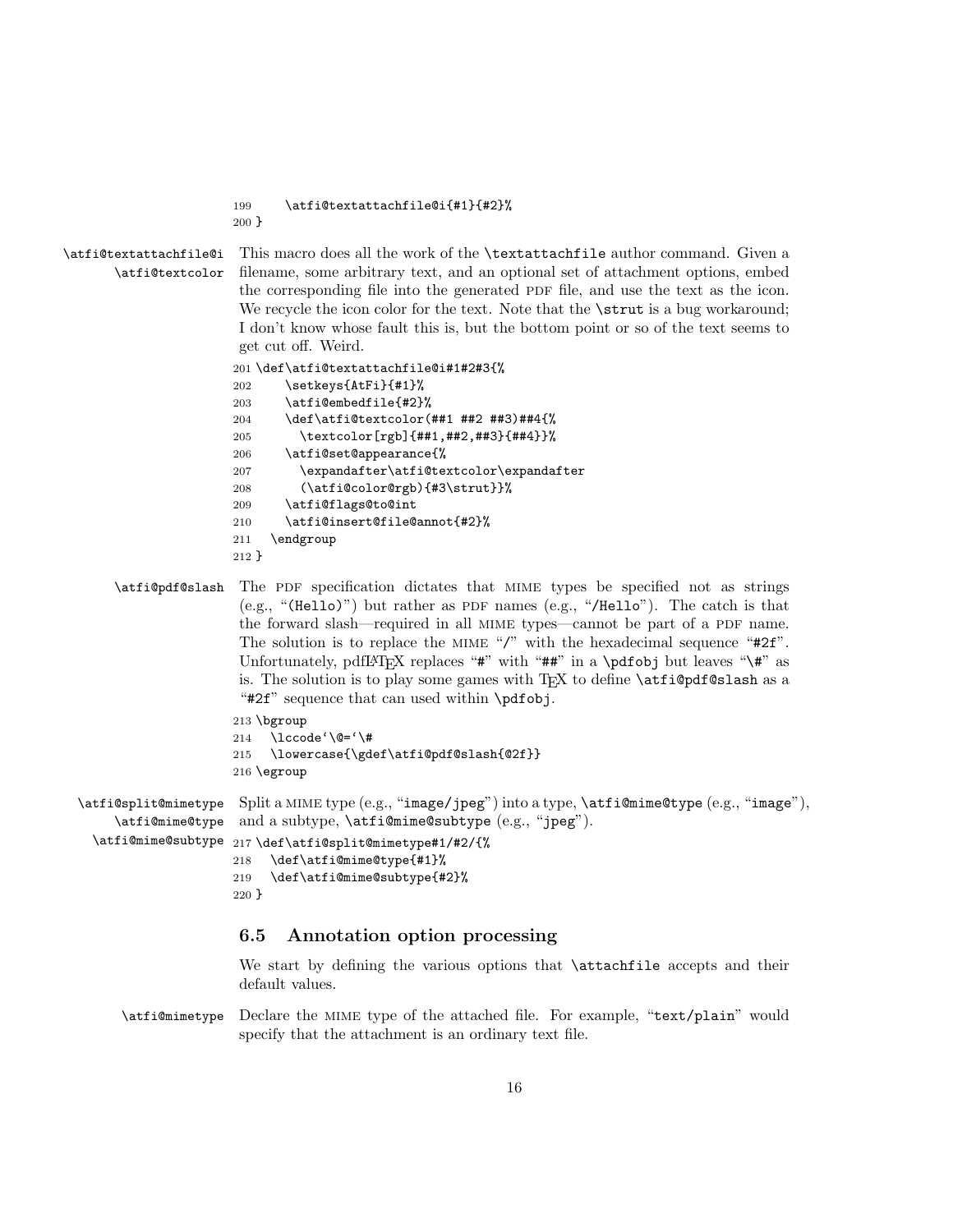```
199     \atfi@textattachfile@i{#1}{#2}%
200 }
```

**\atfi@textattachfile@i** **\atfi@textcolor** This macro does all the work of the `\textattachfile` author command. Given a filename, some arbitrary text, and an optional set of attachment options, embed the corresponding file into the generated PDF file, and use the text as the icon. We recycle the icon color for the text. Note that the `\strut` is a bug workaround; I don't know whose fault this is, but the bottom point or so of the text seems to get cut off. Weird.

```
201 \def\atfi@textattachfile@i#1#2#3{%
202     \setkeys{AtFi}{#1}%
203     \atfi@embedfile{#2}%
204     \def\atfi@textcolor(##1 ##2 ##3)##4{%
205       \textcolor[rgb]{##1,##2,##3}{##4}}%
206     \atfi@set@appearance{%
207       \expandafter\atfi@textcolor\expandafter
208       (\atfi@color@rgb){#3\strut}}%
209     \atfi@flags@to@int
210     \atfi@insert@file@annot{#2}%
211   \endgroup
212 }
```

**\atfi@pdf@slash** The PDF specification dictates that MIME types be specified not as strings (e.g., "`(Hello)`") but rather as PDF names (e.g., "`/Hello`"). The catch is that the forward slash—required in all MIME types—cannot be part of a PDF name. The solution is to replace the MIME "`/`" with the hexadecimal sequence "`#2f`". Unfortunately, pdfLaTeX replaces "`#`" with "`##`" in a `\pdfobj` but leaves "`\#`" as is. The solution is to play some games with TeX to define `\atfi@pdf@slash` as a "`#2f`" sequence that can used within `\pdfobj`.

```
213 \bgroup
214   \lccode`\@=`\#
215   \lowercase{\gdef\atfi@pdf@slash{@2f}}
216 \egroup
```

**\atfi@split@mimetype** **\atfi@mime@type** **\atfi@mime@subtype** Split a MIME type (e.g., "`image/jpeg`") into a type, `\atfi@mime@type` (e.g., "`image`"), and a subtype, `\atfi@mime@subtype` (e.g., "`jpeg`").

```
217 \def\atfi@split@mimetype#1/#2/{%
218   \def\atfi@mime@type{#1}%
219   \def\atfi@mime@subtype{#2}%
220 }
```

### 6.5 Annotation option processing

We start by defining the various options that `\attachfile` accepts and their default values.

**\atfi@mimetype** Declare the MIME type of the attached file. For example, "`text/plain`" would specify that the attachment is an ordinary text file.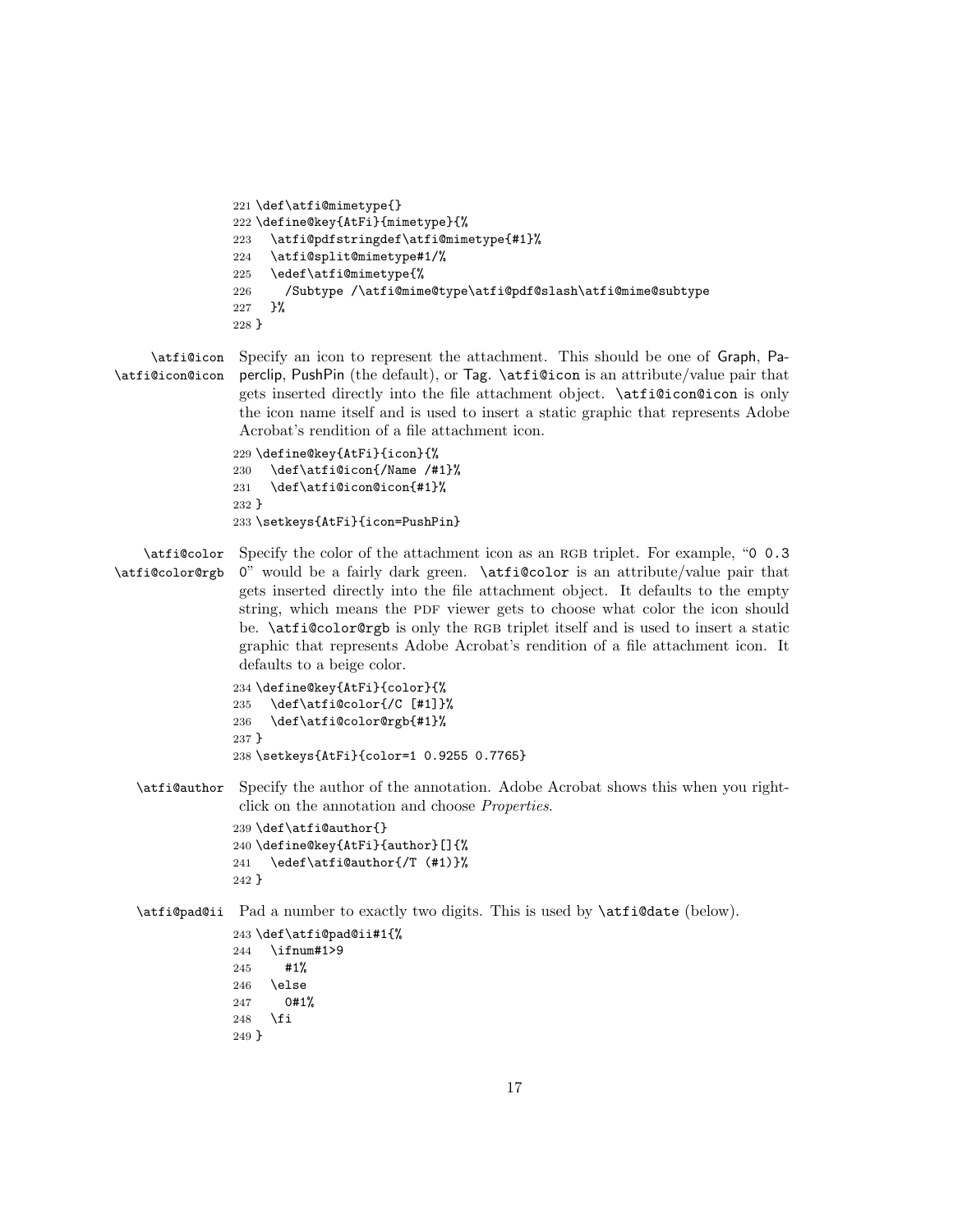```
221 \def\atfi@mimetype{}
222 \define@key{AtFi}{mimetype}{%
223   \atfi@pdfstringdef\atfi@mimetype{#1}%
224   \atfi@split@mimetype#1/%
225   \edef\atfi@mimetype{%
226     /Subtype /\atfi@mime@type\atfi@pdf@slash\atfi@mime@subtype
227   }%
228 }
```

`\atfi@icon` `\atfi@icon@icon` Specify an icon to represent the attachment. This should be one of Graph, Paperclip, PushPin (the default), or Tag. `\atfi@icon` is an attribute/value pair that gets inserted directly into the file attachment object. `\atfi@icon@icon` is only the icon name itself and is used to insert a static graphic that represents Adobe Acrobat's rendition of a file attachment icon.

```
229 \define@key{AtFi}{icon}{%
230   \def\atfi@icon{/Name /#1}%
231   \def\atfi@icon@icon{#1}%
232 }
233 \setkeys{AtFi}{icon=PushPin}
```

`\atfi@color` `\atfi@color@rgb` Specify the color of the attachment icon as an RGB triplet. For example, "0 0.3 0" would be a fairly dark green. `\atfi@color` is an attribute/value pair that gets inserted directly into the file attachment object. It defaults to the empty string, which means the PDF viewer gets to choose what color the icon should be. `\atfi@color@rgb` is only the RGB triplet itself and is used to insert a static graphic that represents Adobe Acrobat's rendition of a file attachment icon. It defaults to a beige color.

```
234 \define@key{AtFi}{color}{%
235   \def\atfi@color{/C [#1]}%
236   \def\atfi@color@rgb{#1}%
237 }
238 \setkeys{AtFi}{color=1 0.9255 0.7765}
```

`\atfi@author` Specify the author of the annotation. Adobe Acrobat shows this when you right-click on the annotation and choose *Properties*.

```
239 \def\atfi@author{}
240 \define@key{AtFi}{author}[]{%
241   \edef\atfi@author{/T (#1)}%
242 }
```

`\atfi@pad@ii` Pad a number to exactly two digits. This is used by `\atfi@date` (below).

```
243 \def\atfi@pad@ii#1{%
244   \ifnum#1>9
245     #1%
246   \else
247     0#1%
248   \fi
249 }
```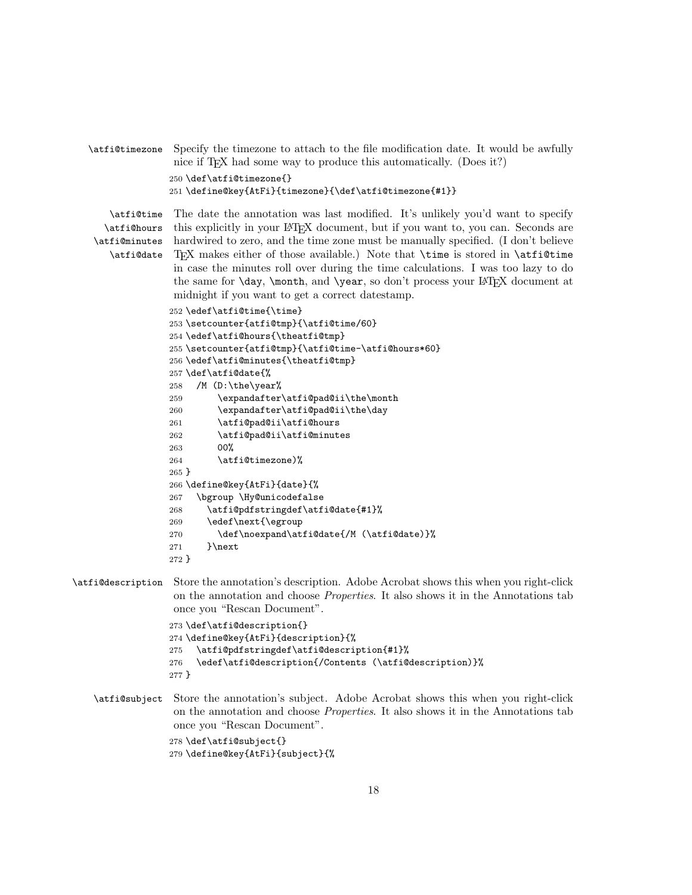`\atfi@timezone` Specify the timezone to attach to the file modification date. It would be awfully nice if TEX had some way to produce this automatically. (Does it?)

```
250 \def\atfi@timezone{}
251 \define@key{AtFi}{timezone}{\def\atfi@timezone{#1}}
```

`\atfi@time` `\atfi@hours` `\atfi@minutes` `\atfi@date` The date the annotation was last modified. It's unlikely you'd want to specify this explicitly in your LATEX document, but if you want to, you can. Seconds are hardwired to zero, and the time zone must be manually specified. (I don't believe TEX makes either of those available.) Note that `\time` is stored in `\atfi@time` in case the minutes roll over during the time calculations. I was too lazy to do the same for `\day`, `\month`, and `\year`, so don't process your LATEX document at midnight if you want to get a correct datestamp.

```
252 \edef\atfi@time{\time}
253 \setcounter{atfi@tmp}{\atfi@time/60}
254 \edef\atfi@hours{\theatfi@tmp}
255 \setcounter{atfi@tmp}{\atfi@time-\atfi@hours*60}
256 \edef\atfi@minutes{\theatfi@tmp}
257 \def\atfi@date{%
258   /M (D:\the\year%
259       \expandafter\atfi@pad@ii\the\month
260       \expandafter\atfi@pad@ii\the\day
261       \atfi@pad@ii\atfi@hours
262       \atfi@pad@ii\atfi@minutes
263       00%
264       \atfi@timezone)%
265 }
266 \define@key{AtFi}{date}{%
267   \bgroup \Hy@unicodefalse
268     \atfi@pdfstringdef\atfi@date{#1}%
269     \edef\next{\egroup
270       \def\noexpand\atfi@date{/M (\atfi@date)}%
271     }\next
272 }
```

`\atfi@description` Store the annotation's description. Adobe Acrobat shows this when you right-click on the annotation and choose *Properties*. It also shows it in the Annotations tab once you "Rescan Document".

```
273 \def\atfi@description{}
274 \define@key{AtFi}{description}{%
275   \atfi@pdfstringdef\atfi@description{#1}%
276   \edef\atfi@description{/Contents (\atfi@description)}%
277 }
```

`\atfi@subject` Store the annotation's subject. Adobe Acrobat shows this when you right-click on the annotation and choose *Properties*. It also shows it in the Annotations tab once you "Rescan Document".

```
278 \def\atfi@subject{}
279 \define@key{AtFi}{subject}{%
```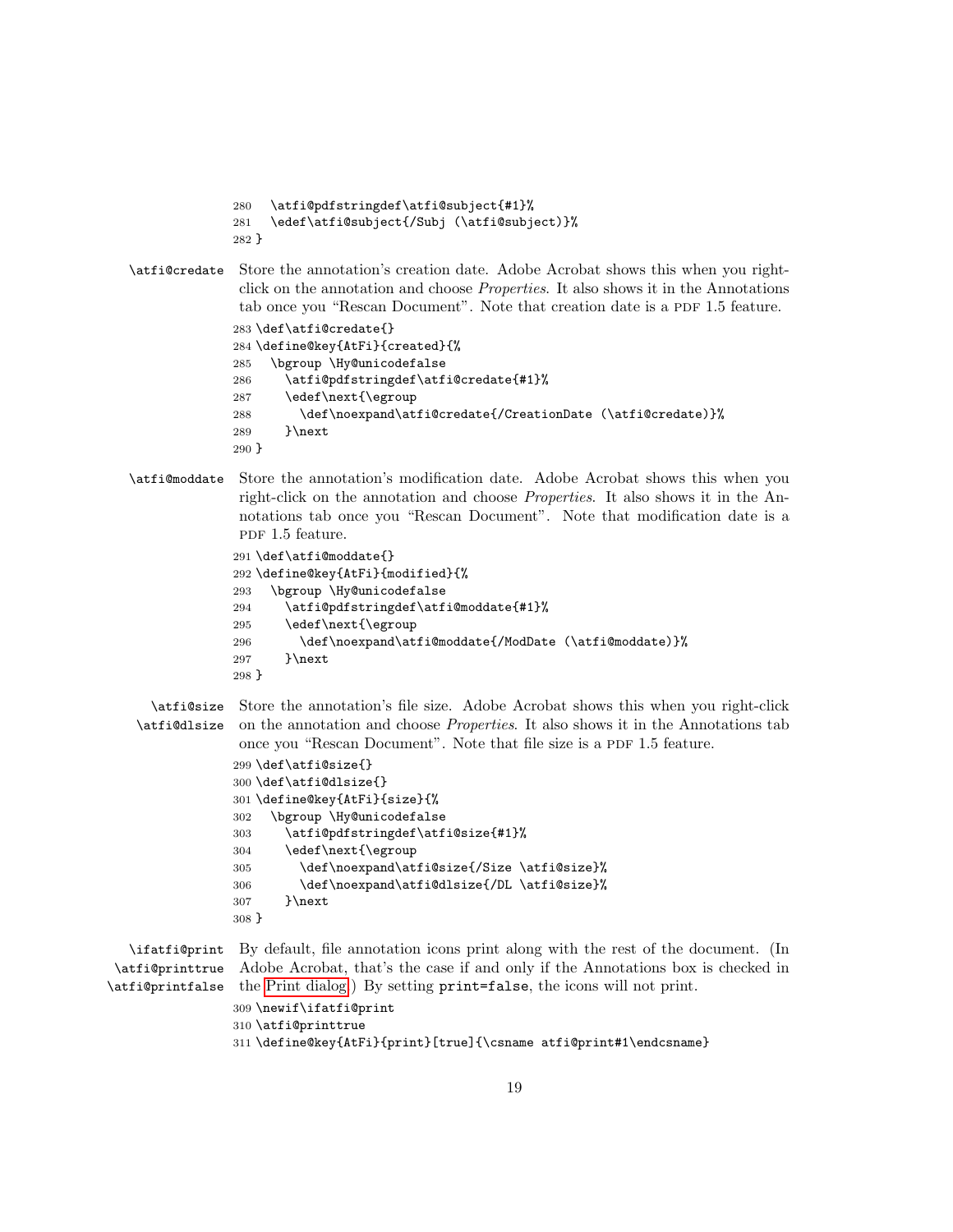```
280   \atfi@pdfstringdef\atfi@subject{#1}%
281   \edef\atfi@subject{/Subj (\atfi@subject)}%
282 }
```

**\atfi@credate** Store the annotation's creation date. Adobe Acrobat shows this when you right-click on the annotation and choose *Properties*. It also shows it in the Annotations tab once you "Rescan Document". Note that creation date is a PDF 1.5 feature.

```
283 \def\atfi@credate{}
284 \define@key{AtFi}{created}{%
285   \bgroup \Hy@unicodefalse
286     \atfi@pdfstringdef\atfi@credate{#1}%
287     \edef\next{\egroup
288       \def\noexpand\atfi@credate{/CreationDate (\atfi@credate)}%
289     }\next
290 }
```

**\atfi@moddate** Store the annotation's modification date. Adobe Acrobat shows this when you right-click on the annotation and choose *Properties*. It also shows it in the Annotations tab once you "Rescan Document". Note that modification date is a PDF 1.5 feature.

```
291 \def\atfi@moddate{}
292 \define@key{AtFi}{modified}{%
293   \bgroup \Hy@unicodefalse
294     \atfi@pdfstringdef\atfi@moddate{#1}%
295     \edef\next{\egroup
296       \def\noexpand\atfi@moddate{/ModDate (\atfi@moddate)}%
297     }\next
298 }
```

**\atfi@size**
**\atfi@dlsize** Store the annotation's file size. Adobe Acrobat shows this when you right-click on the annotation and choose *Properties*. It also shows it in the Annotations tab once you "Rescan Document". Note that file size is a PDF 1.5 feature.

```
299 \def\atfi@size{}
300 \def\atfi@dlsize{}
301 \define@key{AtFi}{size}{%
302   \bgroup \Hy@unicodefalse
303     \atfi@pdfstringdef\atfi@size{#1}%
304     \edef\next{\egroup
305       \def\noexpand\atfi@size{/Size \atfi@size}%
306       \def\noexpand\atfi@dlsize{/DL \atfi@size}%
307     }\next
308 }
```

**\ifatfi@print**
**\atfi@printtrue**
**\atfi@printfalse** By default, file annotation icons print along with the rest of the document. (In Adobe Acrobat, that's the case if and only if the Annotations box is checked in the Print dialog.) By setting `print=false`, the icons will not print.

```
309 \newif\ifatfi@print
310 \atfi@printtrue
311 \define@key{AtFi}{print}[true]{\csname atfi@print#1\endcsname}
```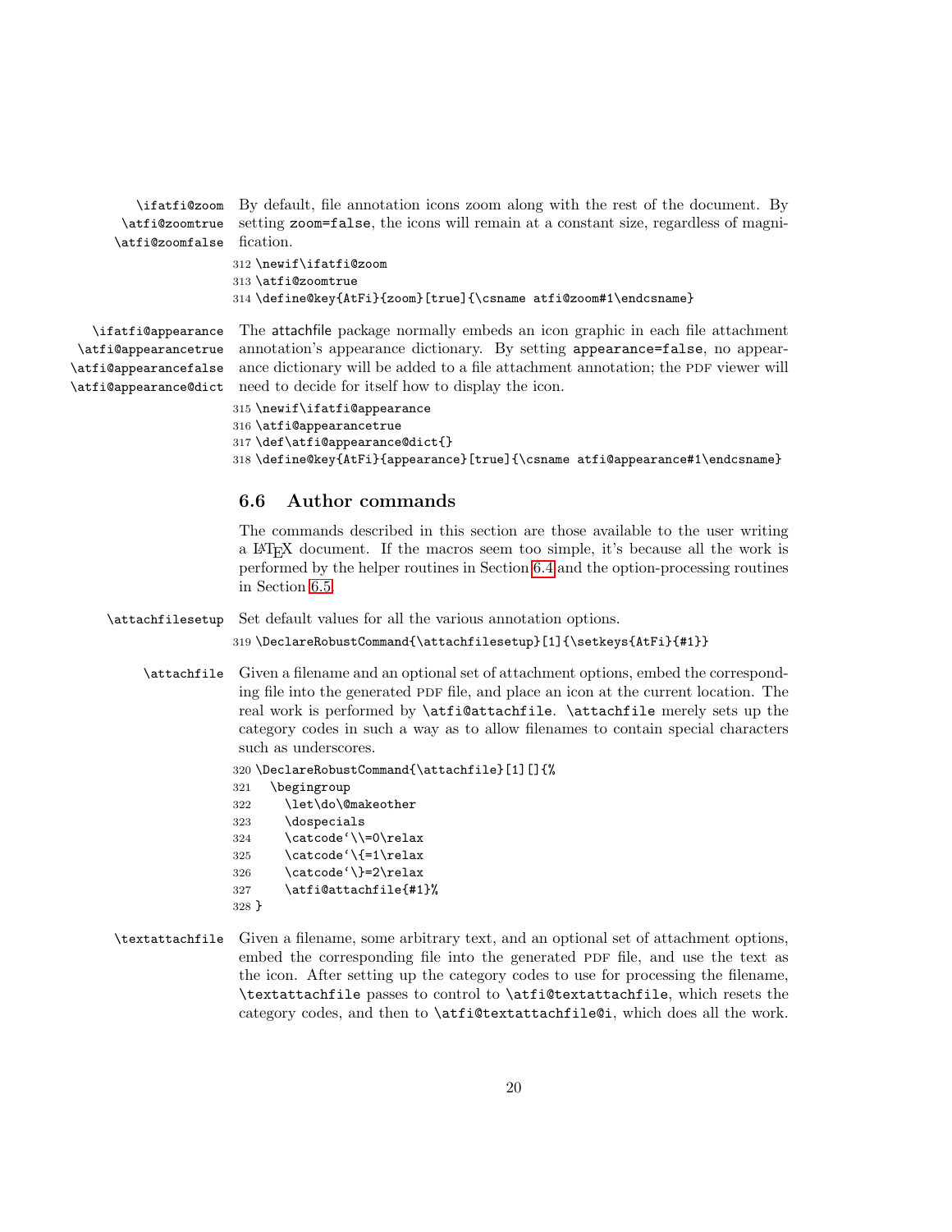\ifatfi@zoom
\atfi@zoomtrue
\atfi@zoomfalse

By default, file annotation icons zoom along with the rest of the document. By setting `zoom=false`, the icons will remain at a constant size, regardless of magnification.

```
312 \newif\ifatfi@zoom
313 \atfi@zoomtrue
314 \define@key{AtFi}{zoom}[true]{\csname atfi@zoom#1\endcsname}
```

\ifatfi@appearance
\atfi@appearancetrue
\atfi@appearancefalse
\atfi@appearance@dict

The attachfile package normally embeds an icon graphic in each file attachment annotation's appearance dictionary. By setting `appearance=false`, no appearance dictionary will be added to a file attachment annotation; the PDF viewer will need to decide for itself how to display the icon.

```
315 \newif\ifatfi@appearance
316 \atfi@appearancetrue
317 \def\atfi@appearance@dict{}
318 \define@key{AtFi}{appearance}[true]{\csname atfi@appearance#1\endcsname}
```

## 6.6 Author commands

The commands described in this section are those available to the user writing a LaTeX document. If the macros seem too simple, it's because all the work is performed by the helper routines in Section 6.4 and the option-processing routines in Section 6.5.

\attachfilesetup

Set default values for all the various annotation options.

```
319 \DeclareRobustCommand{\attachfilesetup}[1]{\setkeys{AtFi}{#1}}
```

\attachfile

Given a filename and an optional set of attachment options, embed the corresponding file into the generated PDF file, and place an icon at the current location. The real work is performed by `\atfi@attachfile`. `\attachfile` merely sets up the category codes in such a way as to allow filenames to contain special characters such as underscores.

```
320 \DeclareRobustCommand{\attachfile}[1][]{%
321   \begingroup
322     \let\do\@makeother
323     \dospecials
324     \catcode`\\=0\relax
325     \catcode`\{=1\relax
326     \catcode`\}=2\relax
327     \atfi@attachfile{#1}%
328 }
```

\textattachfile

Given a filename, some arbitrary text, and an optional set of attachment options, embed the corresponding file into the generated PDF file, and use the text as the icon. After setting up the category codes to use for processing the filename, `\textattachfile` passes to control to `\atfi@textattachfile`, which resets the category codes, and then to `\atfi@textattachfile@i`, which does all the work.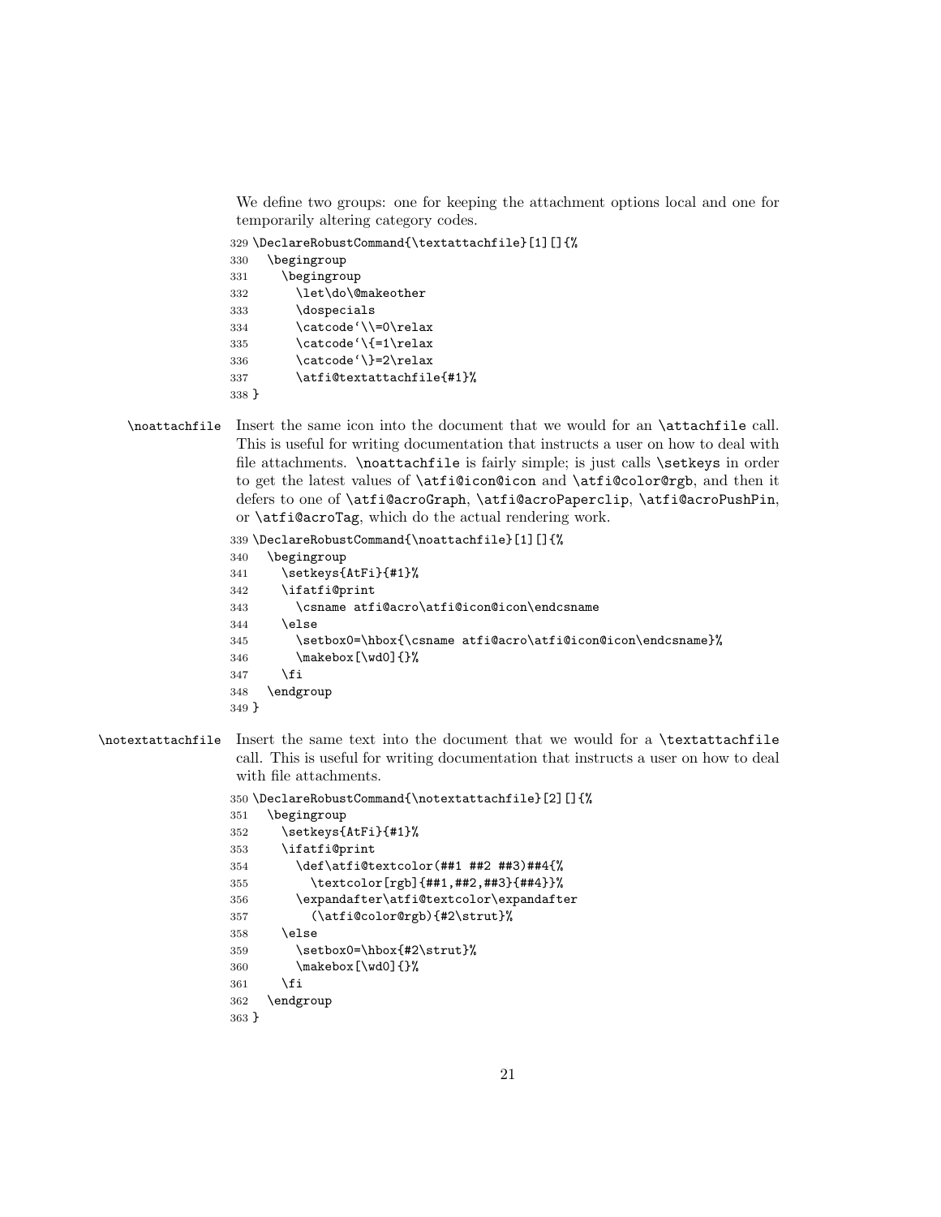We define two groups: one for keeping the attachment options local and one for temporarily altering category codes.

```
329 \DeclareRobustCommand{\textattachfile}[1][]{%
330   \begingroup
331     \begingroup
332       \let\do\@makeother
333       \dospecials
334       \catcode`\\=0\relax
335       \catcode`\{=1\relax
336       \catcode`\}=2\relax
337       \atfi@textattachfile{#1}%
338 }
```

**\noattachfile** Insert the same icon into the document that we would for an `\attachfile` call. This is useful for writing documentation that instructs a user on how to deal with file attachments. `\noattachfile` is fairly simple; is just calls `\setkeys` in order to get the latest values of `\atfi@icon@icon` and `\atfi@color@rgb`, and then it defers to one of `\atfi@acroGraph`, `\atfi@acroPaperclip`, `\atfi@acroPushPin`, or `\atfi@acroTag`, which do the actual rendering work.

```
339 \DeclareRobustCommand{\noattachfile}[1][]{%
340   \begingroup
341     \setkeys{AtFi}{#1}%
342     \ifatfi@print
343       \csname atfi@acro\atfi@icon@icon\endcsname
344     \else
345       \setbox0=\hbox{\csname atfi@acro\atfi@icon@icon\endcsname}%
346       \makebox[\wd0]{}%
347     \fi
348   \endgroup
349 }
```

**\notextattachfile** Insert the same text into the document that we would for a `\textattachfile` call. This is useful for writing documentation that instructs a user on how to deal with file attachments.

```
350 \DeclareRobustCommand{\notextattachfile}[2][]{%
351   \begingroup
352     \setkeys{AtFi}{#1}%
353     \ifatfi@print
354       \def\atfi@textcolor(##1 ##2 ##3)##4{%
355         \textcolor[rgb]{##1,##2,##3}{##4}}%
356       \expandafter\atfi@textcolor\expandafter
357         (\atfi@color@rgb){#2\strut}%
358     \else
359       \setbox0=\hbox{#2\strut}%
360       \makebox[\wd0]{}%
361     \fi
362   \endgroup
363 }
```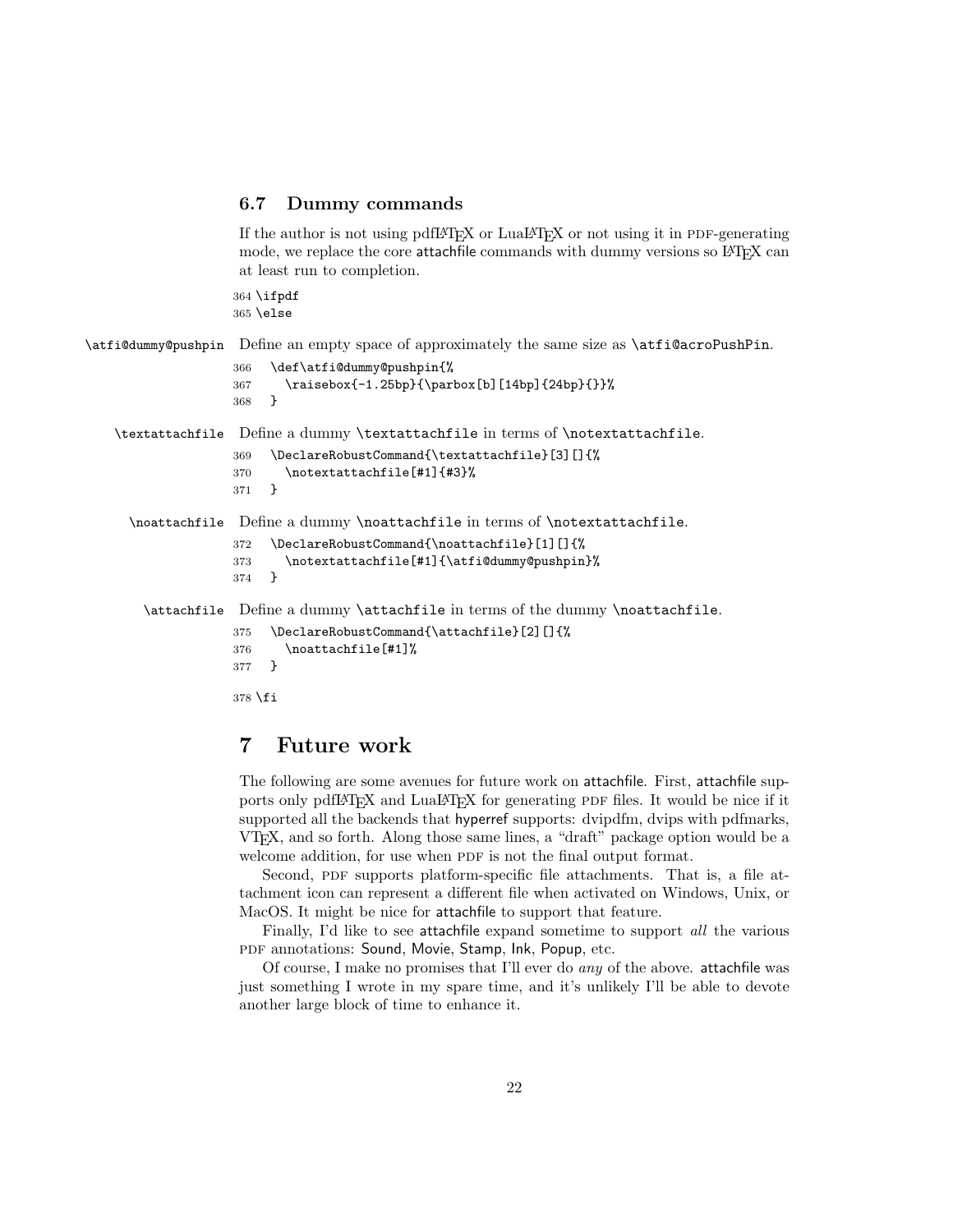### 6.7 Dummy commands

If the author is not using pdfLaTeX or LuaLaTeX or not using it in PDF-generating mode, we replace the core attachfile commands with dummy versions so LaTeX can at least run to completion.

```
364 \ifpdf
365 \else
```

`\atfi@dummy@pushpin` Define an empty space of approximately the same size as `\atfi@acroPushPin`.

```
366   \def\atfi@dummy@pushpin{%
367     \raisebox{-1.25bp}{\parbox[b][14bp]{24bp}{}}%
368   }
```

`\textattachfile` Define a dummy `\textattachfile` in terms of `\notextattachfile`.

```
369   \DeclareRobustCommand{\textattachfile}[3][]{%
370     \notextattachfile[#1]{#3}%
371   }
```

`\noattachfile` Define a dummy `\noattachfile` in terms of `\notextattachfile`.

```
372   \DeclareRobustCommand{\noattachfile}[1][]{%
373     \notextattachfile[#1]{\atfi@dummy@pushpin}%
374   }
```

`\attachfile` Define a dummy `\attachfile` in terms of the dummy `\noattachfile`.

```
375   \DeclareRobustCommand{\attachfile}[2][]{%
376     \noattachfile[#1]%
377   }

378 \fi
```

# 7 Future work

The following are some avenues for future work on attachfile. First, attachfile supports only pdfLaTeX and LuaLaTeX for generating PDF files. It would be nice if it supported all the backends that hyperref supports: dvipdfm, dvips with pdfmarks, VTeX, and so forth. Along those same lines, a "draft" package option would be a welcome addition, for use when PDF is not the final output format.

Second, PDF supports platform-specific file attachments. That is, a file attachment icon can represent a different file when activated on Windows, Unix, or MacOS. It might be nice for attachfile to support that feature.

Finally, I'd like to see attachfile expand sometime to support *all* the various PDF annotations: Sound, Movie, Stamp, Ink, Popup, etc.

Of course, I make no promises that I'll ever do *any* of the above. attachfile was just something I wrote in my spare time, and it's unlikely I'll be able to devote another large block of time to enhance it.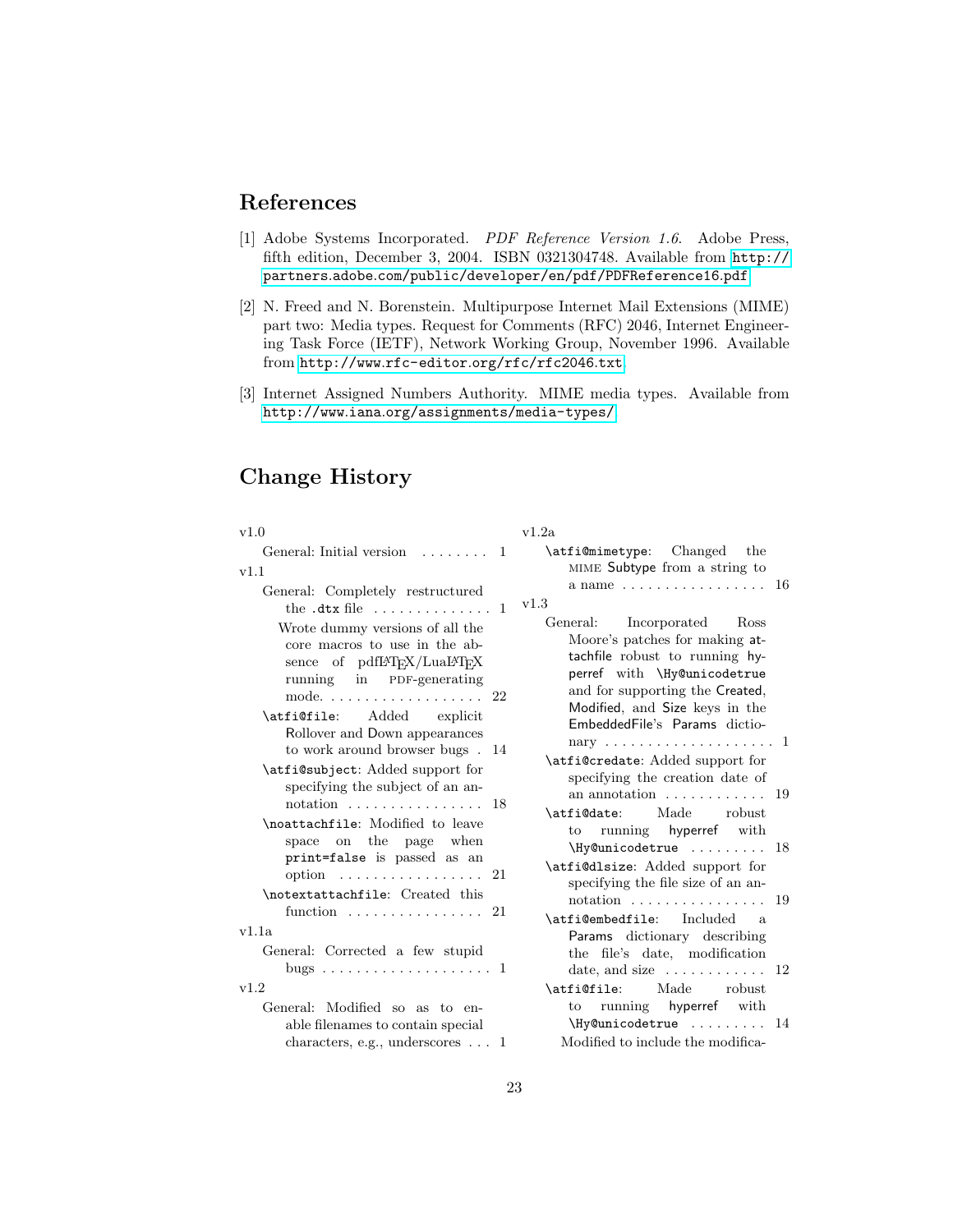## References

[1] Adobe Systems Incorporated. *PDF Reference Version 1.6*. Adobe Press, fifth edition, December 3, 2004. ISBN 0321304748. Available from `http://partners.adobe.com/public/developer/en/pdf/PDFReference16.pdf`.

[2] N. Freed and N. Borenstein. Multipurpose Internet Mail Extensions (MIME) part two: Media types. Request for Comments (RFC) 2046, Internet Engineering Task Force (IETF), Network Working Group, November 1996. Available from `http://www.rfc-editor.org/rfc/rfc2046.txt`.

[3] Internet Assigned Numbers Authority. MIME media types. Available from `http://www.iana.org/assignments/media-types/`.

## Change History

v1.0

- General: Initial version . . . . . . . . 1

v1.1

- General: Completely restructured the `.dtx` file . . . . . . . . . . . . . . 1
  - Wrote dummy versions of all the core macros to use in the absence of pdfLaTeX/LuaLaTeX running in PDF-generating mode. . . . . . . . . . . . . . . . . . . 22
- `\atfi@file`: Added explicit Rollover and Down appearances to work around browser bugs . 14
- `\atfi@subject`: Added support for specifying the subject of an annotation . . . . . . . . . . . . . . . . 18
- `\noattachfile`: Modified to leave space on the page when `print=false` is passed as an option . . . . . . . . . . . . . . . . . 21
- `\notextattachfile`: Created this function . . . . . . . . . . . . . . . . 21

v1.1a

- General: Corrected a few stupid bugs . . . . . . . . . . . . . . . . . . . . 1

v1.2

- General: Modified so as to enable filenames to contain special characters, e.g., underscores . . . 1

v1.2a

- `\atfi@mimetype`: Changed the MIME Subtype from a string to a name . . . . . . . . . . . . . . . . . 16

v1.3

- General: Incorporated Ross Moore's patches for making attachfile robust to running hyperref with `\Hy@unicodetrue` and for supporting the Created, Modified, and Size keys in the EmbeddedFile's Params dictionary . . . . . . . . . . . . . . . . . . . . 1
- `\atfi@credate`: Added support for specifying the creation date of an annotation . . . . . . . . . . . . 19
- `\atfi@date`: Made robust to running hyperref with `\Hy@unicodetrue` . . . . . . . . . 18
- `\atfi@dlsize`: Added support for specifying the file size of an annotation . . . . . . . . . . . . . . . . 19
- `\atfi@embedfile`: Included a Params dictionary describing the file's date, modification date, and size . . . . . . . . . . . . 12
- `\atfi@file`: Made robust to running hyperref with `\Hy@unicodetrue` . . . . . . . . . 14
  - Modified to include the modifica-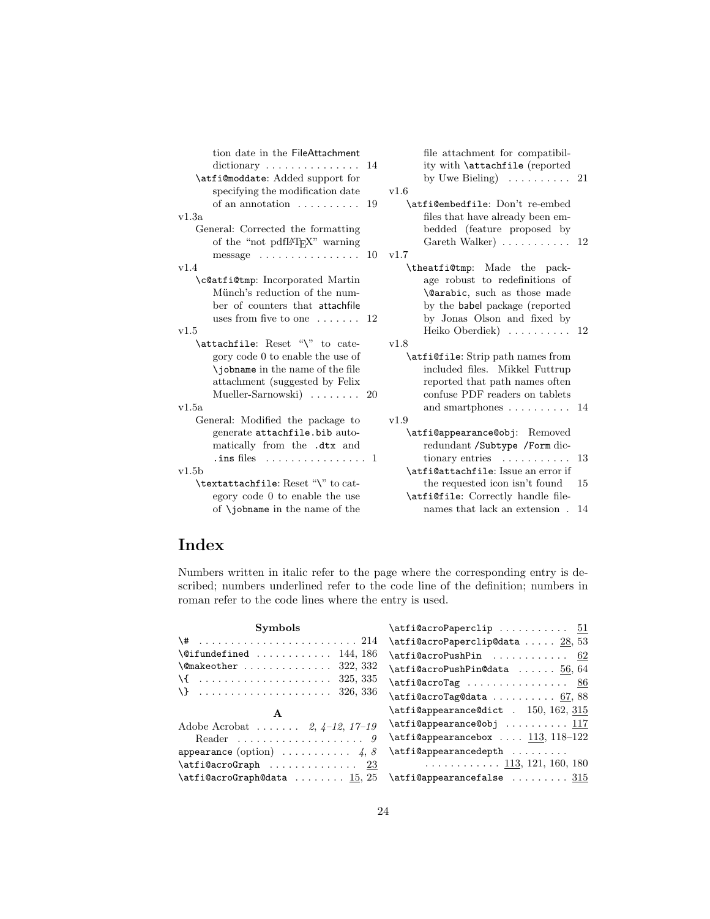tion date in the FileAttachment dictionary . . . . . . . . . . . . . . . 14

`\atfi@moddate`: Added support for specifying the modification date of an annotation . . . . . . . . . . 19

v1.3a

General: Corrected the formatting of the "not pdfLaTeX" warning message . . . . . . . . . . . . . . . . 10

v1.4

`\c@atfi@tmp`: Incorporated Martin Münch's reduction of the number of counters that attachfile uses from five to one . . . . . . . 12

v1.5

`\attachfile`: Reset "\" to category code 0 to enable the use of `\jobname` in the name of the file attachment (suggested by Felix Mueller-Sarnowski) . . . . . . . . 20

v1.5a

General: Modified the package to generate `attachfile.bib` automatically from the `.dtx` and `.ins` files . . . . . . . . . . . . . . . . 1

v1.5b

`\textattachfile`: Reset "\" to category code 0 to enable the use of `\jobname` in the name of the file attachment for compatibility with `\attachfile` (reported by Uwe Bieling) . . . . . . . . . . 21

v1.6

`\atfi@embedfile`: Don't re-embed files that have already been embedded (feature proposed by Gareth Walker) . . . . . . . . . . . 12

v1.7

`\theatfi@tmp`: Made the package robust to redefinitions of `\@arabic`, such as those made by the babel package (reported by Jonas Olson and fixed by Heiko Oberdiek) . . . . . . . . . . 12

v1.8

`\atfi@file`: Strip path names from included files. Mikkel Futtrup reported that path names often confuse PDF readers on tablets and smartphones . . . . . . . . . . 14

v1.9

`\atfi@appearance@obj`: Removed redundant `/Subtype /Form` dictionary entries . . . . . . . . . . . 13

`\atfi@attachfile`: Issue an error if the requested icon isn't found 15

`\atfi@file`: Correctly handle filenames that lack an extension . 14

# Index

Numbers written in italic refer to the page where the corresponding entry is described; numbers underlined refer to the code line of the definition; numbers in roman refer to the code lines where the entry is used.

**Symbols**

`\#` . . . . . . . . . . . . . . . . . . . . . . . . . 214
`\@ifundefined` . . . . . . . . . . . . 144, 186
`\@makeother` . . . . . . . . . . . . . . 322, 332
`\{` . . . . . . . . . . . . . . . . . . . . . 325, 335
`\}` . . . . . . . . . . . . . . . . . . . . . 326, 336

**A**

Adobe Acrobat . . . . . . . *2*, *4–12*, *17–19*
    Reader . . . . . . . . . . . . . . . . . . . . *9*
`appearance` (option) . . . . . . . . . . . *4*, *8*
`\atfi@acroGraph` . . . . . . . . . . . . . . <u>23</u>
`\atfi@acroGraph@data` . . . . . . . . <u>15</u>, 25
`\atfi@acroPaperclip` . . . . . . . . . . . <u>51</u>
`\atfi@acroPaperclip@data` . . . . . <u>28</u>, 53
`\atfi@acroPushPin` . . . . . . . . . . . . <u>62</u>
`\atfi@acroPushPin@data` . . . . . . <u>56</u>, 64
`\atfi@acroTag` . . . . . . . . . . . . . . . . <u>86</u>
`\atfi@acroTag@data` . . . . . . . . . . <u>67</u>, 88
`\atfi@appearance@dict` . 150, 162, <u>315</u>
`\atfi@appearance@obj` . . . . . . . . . . <u>117</u>
`\atfi@appearancebox` . . . . <u>113</u>, 118–122
`\atfi@appearancedepth` . . . . . . . . . . . . . . . . . . . . . . <u>113</u>, 121, 160, 180
`\atfi@appearancefalse` . . . . . . . . . <u>315</u>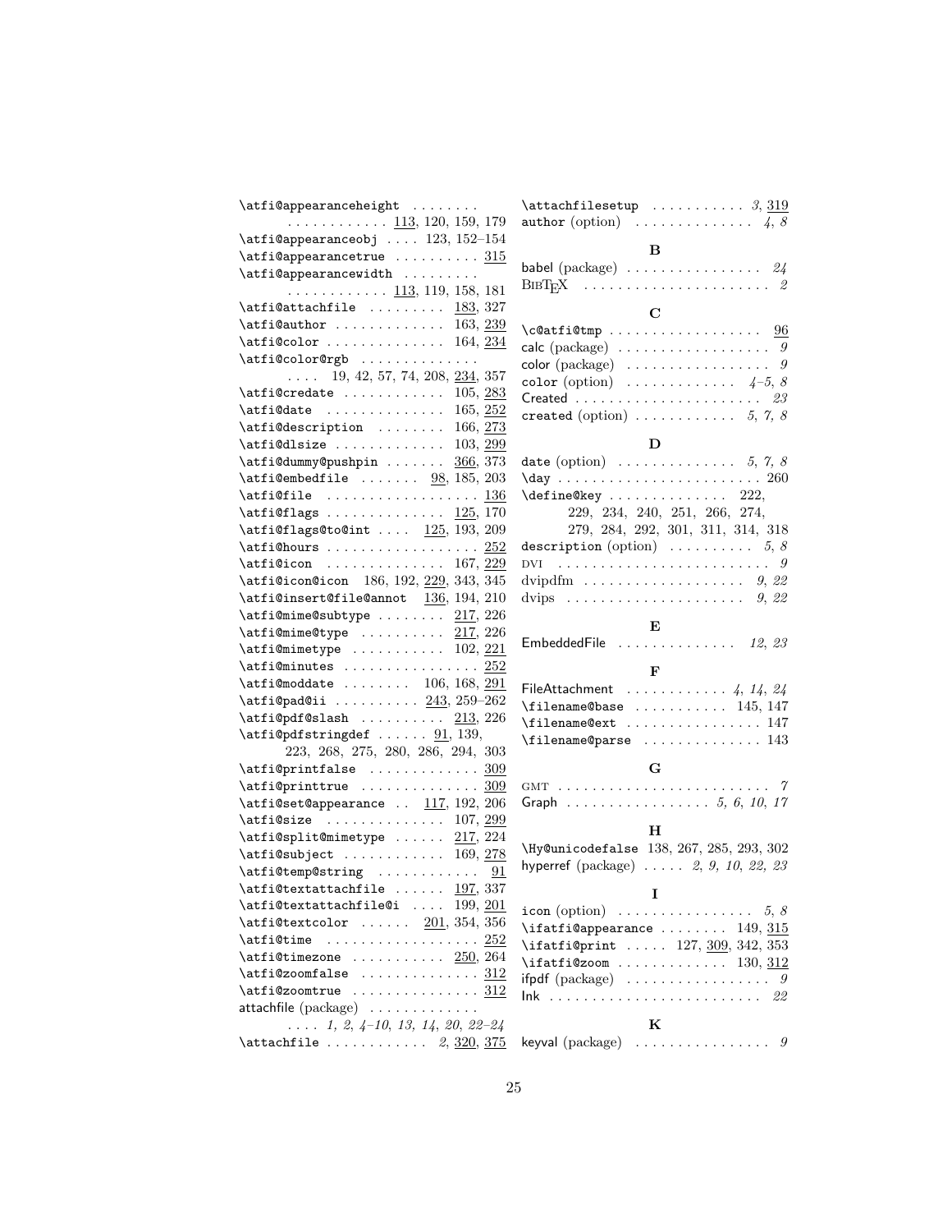\atfi@appearanceheight . . . . . . . . . . . . . . . . . . . . 113, 120, 159, 179
\atfi@appearanceobj . . . . 123, 152–154
\atfi@appearancetrue . . . . . . . . . . 315
\atfi@appearancewidth . . . . . . . . . . . . . . . . . . . . . 113, 119, 158, 181
\atfi@attachfile . . . . . . . . . 183, 327
\atfi@author . . . . . . . . . . . . 163, 239
\atfi@color . . . . . . . . . . . . . 164, 234
\atfi@color@rgb . . . . . . . . . . . . . . . . . 19, 42, 57, 74, 208, 234, 357
\atfi@credate . . . . . . . . . . . 105, 283
\atfi@date . . . . . . . . . . . . . 165, 252
\atfi@description . . . . . . . . 166, 273
\atfi@dlsize . . . . . . . . . . . . 103, 299
\atfi@dummy@pushpin . . . . . . . 366, 373
\atfi@embedfile . . . . . . . 98, 185, 203
\atfi@file . . . . . . . . . . . . . . . . . 136
\atfi@flags . . . . . . . . . . . . . 125, 170
\atfi@flags@to@int . . . . 125, 193, 209
\atfi@hours . . . . . . . . . . . . . . . . . 252
\atfi@icon . . . . . . . . . . . . . 167, 229
\atfi@icon@icon 186, 192, 229, 343, 345
\atfi@insert@file@annot 136, 194, 210
\atfi@mime@subtype . . . . . . . . 217, 226
\atfi@mime@type . . . . . . . . . . 217, 226
\atfi@mimetype . . . . . . . . . . . 102, 221
\atfi@minutes . . . . . . . . . . . . . . . 252
\atfi@moddate . . . . . . . . 106, 168, 291
\atfi@pad@ii . . . . . . . . . . 243, 259–262
\atfi@pdf@slash . . . . . . . . . . 213, 226
\atfi@pdfstringdef . . . . . . 91, 139, 223, 268, 275, 280, 286, 294, 303
\atfi@printfalse . . . . . . . . . . . . . 309
\atfi@printtrue . . . . . . . . . . . . . . 309
\atfi@set@appearance . . 117, 192, 206
\atfi@size . . . . . . . . . . . . . 107, 299
\atfi@split@mimetype . . . . . . 217, 224
\atfi@subject . . . . . . . . . . . . 169, 278
\atfi@temp@string . . . . . . . . . . . . 91
\atfi@textattachfile . . . . . . 197, 337
\atfi@textattachfile@i . . . . 199, 201
\atfi@textcolor . . . . . . 201, 354, 356
\atfi@time . . . . . . . . . . . . . . . . . 252
\atfi@timezone . . . . . . . . . . . 250, 264
\atfi@zoomfalse . . . . . . . . . . . . . . 312
\atfi@zoomtrue . . . . . . . . . . . . . . 312
attachfile (package) . . . . . . . . . . . . . . . . *1, 2, 4–10, 13, 14, 20, 22–24*
\attachfile . . . . . . . . . . . *2*, 320, 375
\attachfilesetup . . . . . . . . . . . *3*, 319
author (option) . . . . . . . . . . . . . . *4, 8*

**B**

babel (package) . . . . . . . . . . . . . . . . *24*
BibTeX . . . . . . . . . . . . . . . . . . . . . . *2*

**C**

\c@atfi@tmp . . . . . . . . . . . . . . . . . . 96
calc (package) . . . . . . . . . . . . . . . . . *9*
color (package) . . . . . . . . . . . . . . . . *9*
color (option) . . . . . . . . . . . . . *4–5, 8*
Created . . . . . . . . . . . . . . . . . . . . . *23*
created (option) . . . . . . . . . . . . *5, 7, 8*

**D**

date (option) . . . . . . . . . . . . . . *5, 7, 8*
\day . . . . . . . . . . . . . . . . . . . . . . . . 260
\define@key . . . . . . . . . . . . . . 222, 229, 234, 240, 251, 266, 274, 279, 284, 292, 301, 311, 314, 318
description (option) . . . . . . . . . . *5, 8*
DVI . . . . . . . . . . . . . . . . . . . . . . . . . *9*
dvipdfm . . . . . . . . . . . . . . . . . . . *9, 22*
dvips . . . . . . . . . . . . . . . . . . . . . *9, 22*

**E**

EmbeddedFile . . . . . . . . . . . . . . *12, 23*

**F**

FileAttachment . . . . . . . . . . . . *4, 14, 24*
\filename@base . . . . . . . . . . . 145, 147
\filename@ext . . . . . . . . . . . . . . . . 147
\filename@parse . . . . . . . . . . . . . . 143

**G**

GMT . . . . . . . . . . . . . . . . . . . . . . . . . *7*
Graph . . . . . . . . . . . . . . . . . *5, 6, 10, 17*

**H**

\Hy@unicodefalse 138, 267, 285, 293, 302
hyperref (package) . . . . . *2, 9, 10, 22, 23*

**I**

icon (option) . . . . . . . . . . . . . . . . *5, 8*
\ifatfi@appearance . . . . . . . . 149, 315
\ifatfi@print . . . . . 127, 309, 342, 353
\ifatfi@zoom . . . . . . . . . . . . . 130, 312
ifpdf (package) . . . . . . . . . . . . . . . . *9*
Ink . . . . . . . . . . . . . . . . . . . . . . . . . *22*

**K**

keyval (package) . . . . . . . . . . . . . . . *9*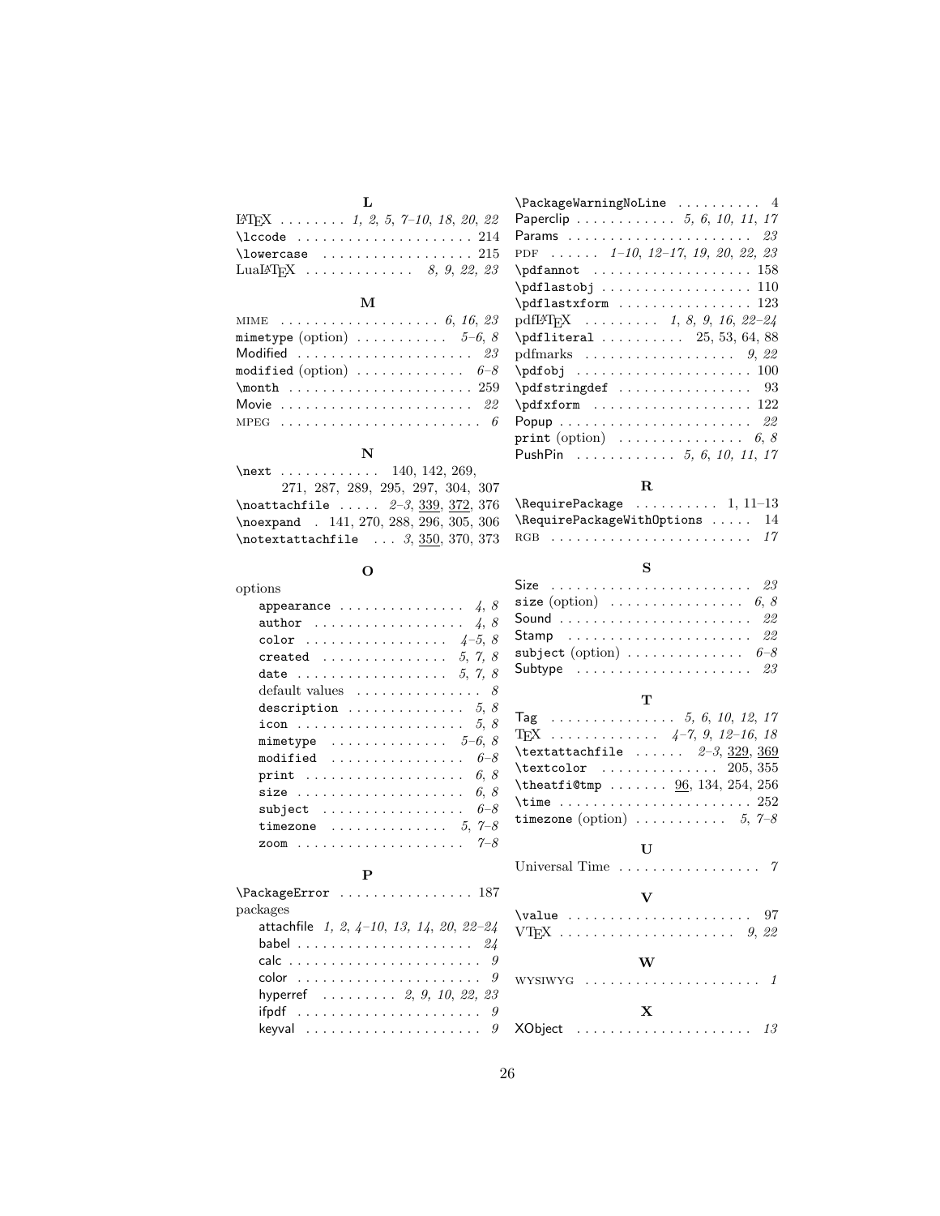**L**

LaTeX . . . . . . . . *1*, *2*, *5*, *7–10*, *18*, *20*, *22*
`\lccode` . . . . . . . . . . . . . . . . . . . . . 214
`\lowercase` . . . . . . . . . . . . . . . . . . 215
LuaLaTeX . . . . . . . . . . . . . *8*, *9*, *22*, *23*

**M**

MIME . . . . . . . . . . . . . . . . . . . *6*, *16*, *23*
`mimetype` (option) . . . . . . . . . . . *5–6*, *8*
Modified . . . . . . . . . . . . . . . . . . . . . *23*
`modified` (option) . . . . . . . . . . . . . *6–8*
`\month` . . . . . . . . . . . . . . . . . . . . . 259
Movie . . . . . . . . . . . . . . . . . . . . . . . *22*
MPEG . . . . . . . . . . . . . . . . . . . . . . . . *6*

**N**

`\next` . . . . . . . . . . . . 140, 142, 269, 271, 287, 289, 295, 297, 304, 307
`\noattachfile` . . . . . *2–3*, 339, 372, 376
`\noexpand` . 141, 270, 288, 296, 305, 306
`\notextattachfile` . . . *3*, 350, 370, 373

**O**

options
- `appearance` . . . . . . . . . . . . . . . *4*, *8*
- `author` . . . . . . . . . . . . . . . . . . *4*, *8*
- `color` . . . . . . . . . . . . . . . . . *4–5*, *8*
- `created` . . . . . . . . . . . . . . . *5*, *7*, *8*
- `date` . . . . . . . . . . . . . . . . . . *5*, *7*, *8*
- default values . . . . . . . . . . . . . . . *8*
- `description` . . . . . . . . . . . . . . *5*, *8*
- `icon` . . . . . . . . . . . . . . . . . . . . *5*, *8*
- `mimetype` . . . . . . . . . . . . . . *5–6*, *8*
- `modified` . . . . . . . . . . . . . . . . *6–8*
- `print` . . . . . . . . . . . . . . . . . . . *6*, *8*
- `size` . . . . . . . . . . . . . . . . . . . . *6*, *8*
- `subject` . . . . . . . . . . . . . . . . . *6–8*
- `timezone` . . . . . . . . . . . . . . *5*, *7–8*
- `zoom` . . . . . . . . . . . . . . . . . . . . *7–8*

**P**

`\PackageError` . . . . . . . . . . . . . . . . 187
packages
- attachfile *1*, *2*, *4–10*, *13*, *14*, *20*, *22–24*
- babel . . . . . . . . . . . . . . . . . . . . . *24*
- calc . . . . . . . . . . . . . . . . . . . . . . . *9*
- color . . . . . . . . . . . . . . . . . . . . . . *9*
- hyperref . . . . . . . . . *2*, *9*, *10*, *22*, *23*
- ifpdf . . . . . . . . . . . . . . . . . . . . . . *9*
- keyval . . . . . . . . . . . . . . . . . . . . . *9*

`\PackageWarningNoLine` . . . . . . . . . . 4
Paperclip . . . . . . . . . . . . *5*, *6*, *10*, *11*, *17*
Params . . . . . . . . . . . . . . . . . . . . . . *23*
PDF . . . . . . *1–10*, *12–17*, *19*, *20*, *22*, *23*
`\pdfannot` . . . . . . . . . . . . . . . . . . 158
`\pdflastobj` . . . . . . . . . . . . . . . . . 110
`\pdflastxform` . . . . . . . . . . . . . . . 123
pdfLaTeX . . . . . . . . . *1*, *8*, *9*, *16*, *22–24*
`\pdfliteral` . . . . . . . . . . 25, 53, 64, 88
pdfmarks . . . . . . . . . . . . . . . . . . *9*, *22*
`\pdfobj` . . . . . . . . . . . . . . . . . . . . 100
`\pdfstringdef` . . . . . . . . . . . . . . . . 93
`\pdfxform` . . . . . . . . . . . . . . . . . . 122
Popup . . . . . . . . . . . . . . . . . . . . . . . *22*
`print` (option) . . . . . . . . . . . . . . . *6*, *8*
PushPin . . . . . . . . . . . . *5*, *6*, *10*, *11*, *17*

**R**

`\RequirePackage` . . . . . . . . . . 1, 11–13
`\RequirePackageWithOptions` . . . . . 14
RGB . . . . . . . . . . . . . . . . . . . . . . . . *17*

**S**

Size . . . . . . . . . . . . . . . . . . . . . . . . *23*
`size` (option) . . . . . . . . . . . . . . . . *6*, *8*
Sound . . . . . . . . . . . . . . . . . . . . . . . *22*
Stamp . . . . . . . . . . . . . . . . . . . . . . . *22*
`subject` (option) . . . . . . . . . . . . . . *6–8*
Subtype . . . . . . . . . . . . . . . . . . . . . *23*

**T**

Tag . . . . . . . . . . . . . . . *5*, *6*, *10*, *12*, *17*
TeX . . . . . . . . . . . . . *4–7*, *9*, *12–16*, *18*
`\textattachfile` . . . . . . *2–3*, 329, 369
`\textcolor` . . . . . . . . . . . . . . 205, 355
`\theatfi@tmp` . . . . . . . 96, 134, 254, 256
`\time` . . . . . . . . . . . . . . . . . . . . . . . 252
`timezone` (option) . . . . . . . . . . . *5*, *7–8*

**U**

Universal Time . . . . . . . . . . . . . . . . . *7*

**V**

`\value` . . . . . . . . . . . . . . . . . . . . . . 97
VTeX . . . . . . . . . . . . . . . . . . . . . . *9*, *22*

**W**

WYSIWYG . . . . . . . . . . . . . . . . . . . . . *1*

**X**

XObject . . . . . . . . . . . . . . . . . . . . . *13*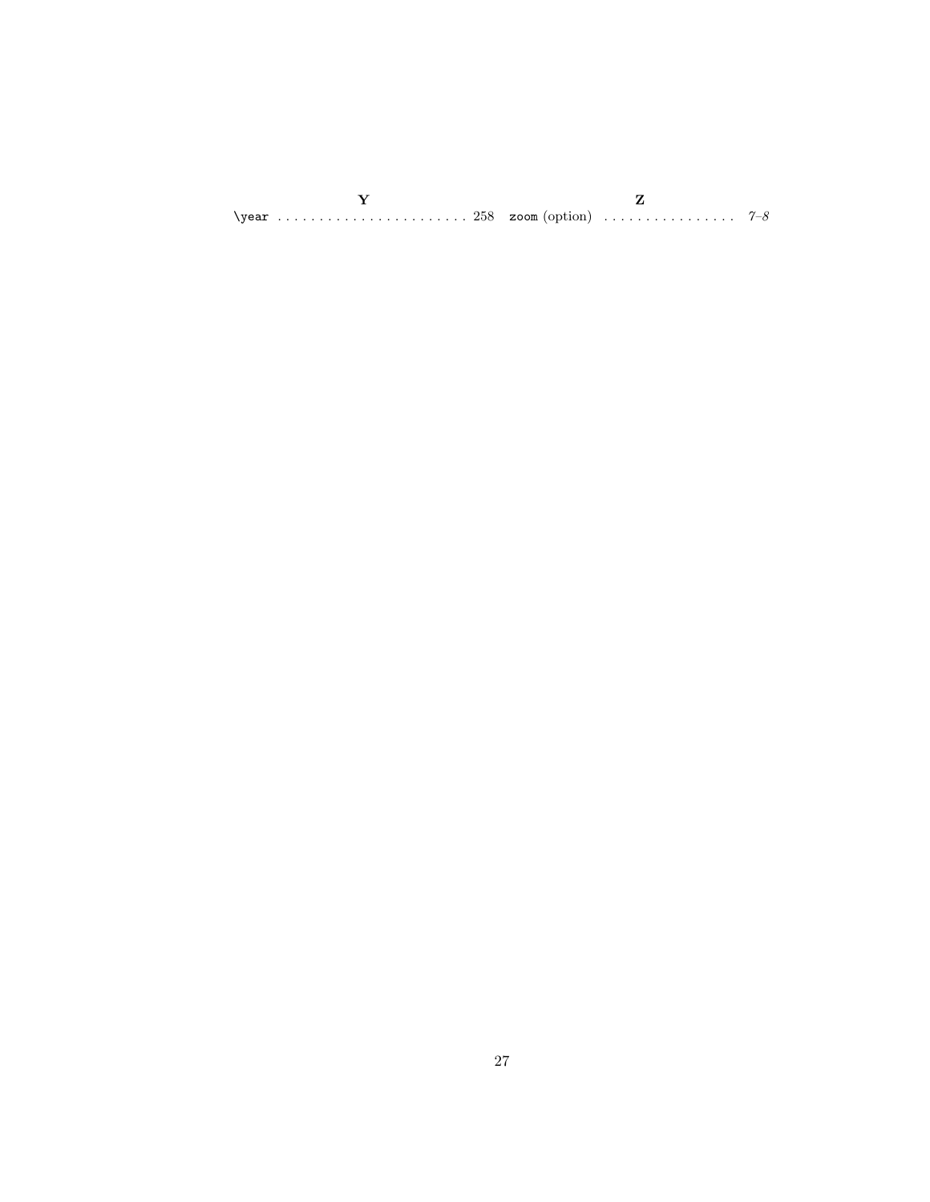**Y**

\year . . . . . . . . . . . . . . . . . . . . . . . 258

**Z**

zoom (option) . . . . . . . . . . . . . . . . *7–8*